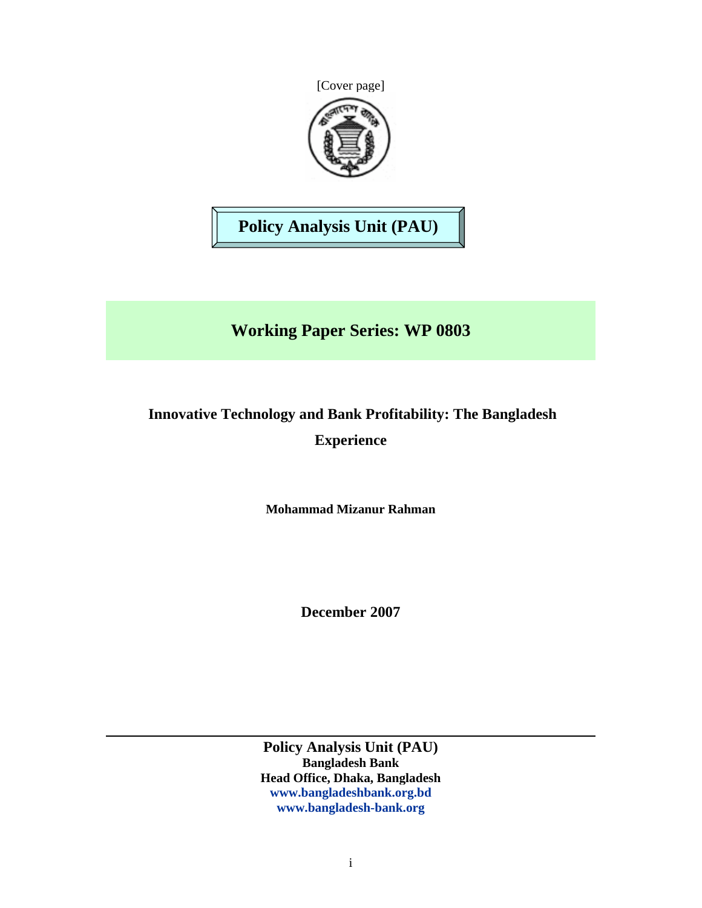[Cover page]

**Policy Analysis Unit (PAU)**

## Working Paper Series: WP 0803

# Innovative Technology and Bank Profitability: The Bangladesh Experience

**Mohammad Mizanur Rahman**

**December 2007**

---

**Policy Analysis Unit (PAU)**
**Bangladesh Bank**
**Head Office, Dhaka, Bangladesh**
**www.bangladeshbank.org.bd**
**www.bangladesh-bank.org**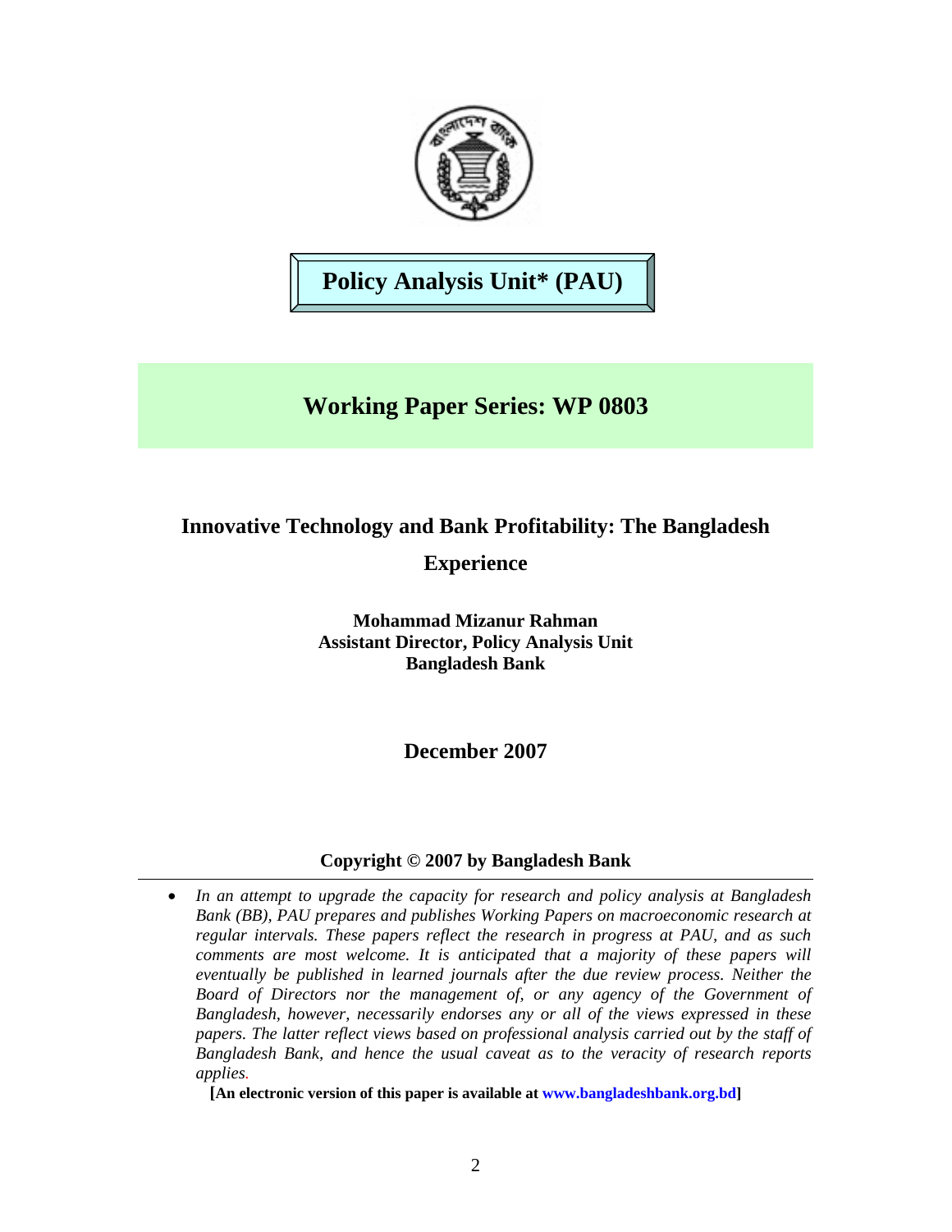**Policy Analysis Unit* (PAU)**

## Working Paper Series: WP 0803

# Innovative Technology and Bank Profitability: The Bangladesh Experience

**Mohammad Mizanur Rahman**
**Assistant Director, Policy Analysis Unit**
**Bangladesh Bank**

**December 2007**

**Copyright © 2007 by Bangladesh Bank**

---

- *In an attempt to upgrade the capacity for research and policy analysis at Bangladesh Bank (BB), PAU prepares and publishes Working Papers on macroeconomic research at regular intervals. These papers reflect the research in progress at PAU, and as such comments are most welcome. It is anticipated that a majority of these papers will eventually be published in learned journals after the due review process. Neither the Board of Directors nor the management of, or any agency of the Government of Bangladesh, however, necessarily endorses any or all of the views expressed in these papers. The latter reflect views based on professional analysis carried out by the staff of Bangladesh Bank, and hence the usual caveat as to the veracity of research reports applies.*

**[An electronic version of this paper is available at www.bangladeshbank.org.bd]**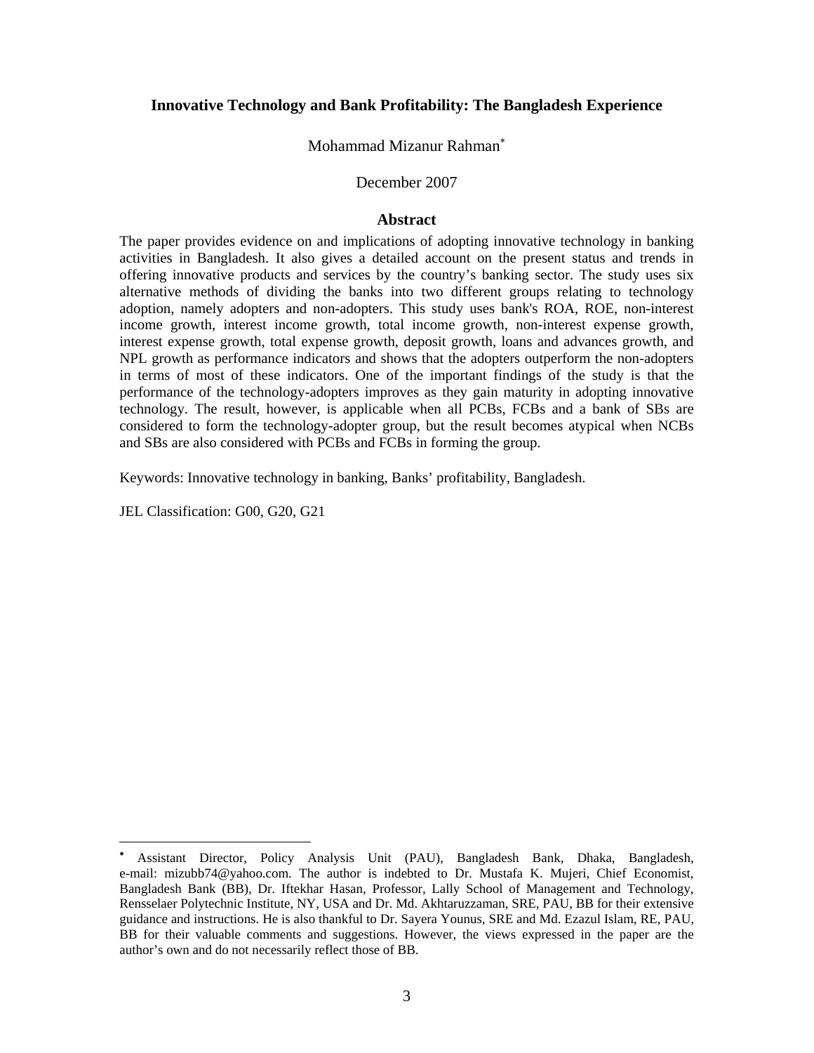# Innovative Technology and Bank Profitability: The Bangladesh Experience

Mohammad Mizanur Rahman[*]

December 2007

## Abstract

The paper provides evidence on and implications of adopting innovative technology in banking activities in Bangladesh. It also gives a detailed account on the present status and trends in offering innovative products and services by the country's banking sector. The study uses six alternative methods of dividing the banks into two different groups relating to technology adoption, namely adopters and non-adopters. This study uses bank's ROA, ROE, non-interest income growth, interest income growth, total income growth, non-interest expense growth, interest expense growth, total expense growth, deposit growth, loans and advances growth, and NPL growth as performance indicators and shows that the adopters outperform the non-adopters in terms of most of these indicators. One of the important findings of the study is that the performance of the technology-adopters improves as they gain maturity in adopting innovative technology. The result, however, is applicable when all PCBs, FCBs and a bank of SBs are considered to form the technology-adopter group, but the result becomes atypical when NCBs and SBs are also considered with PCBs and FCBs in forming the group.

Keywords: Innovative technology in banking, Banks' profitability, Bangladesh.

JEL Classification: G00, G20, G21

---

[*] Assistant Director, Policy Analysis Unit (PAU), Bangladesh Bank, Dhaka, Bangladesh, e-mail: mizubb74@yahoo.com. The author is indebted to Dr. Mustafa K. Mujeri, Chief Economist, Bangladesh Bank (BB), Dr. Iftekhar Hasan, Professor, Lally School of Management and Technology, Rensselaer Polytechnic Institute, NY, USA and Dr. Md. Akhtaruzzaman, SRE, PAU, BB for their extensive guidance and instructions. He is also thankful to Dr. Sayera Younus, SRE and Md. Ezazul Islam, RE, PAU, BB for their valuable comments and suggestions. However, the views expressed in the paper are the author's own and do not necessarily reflect those of BB.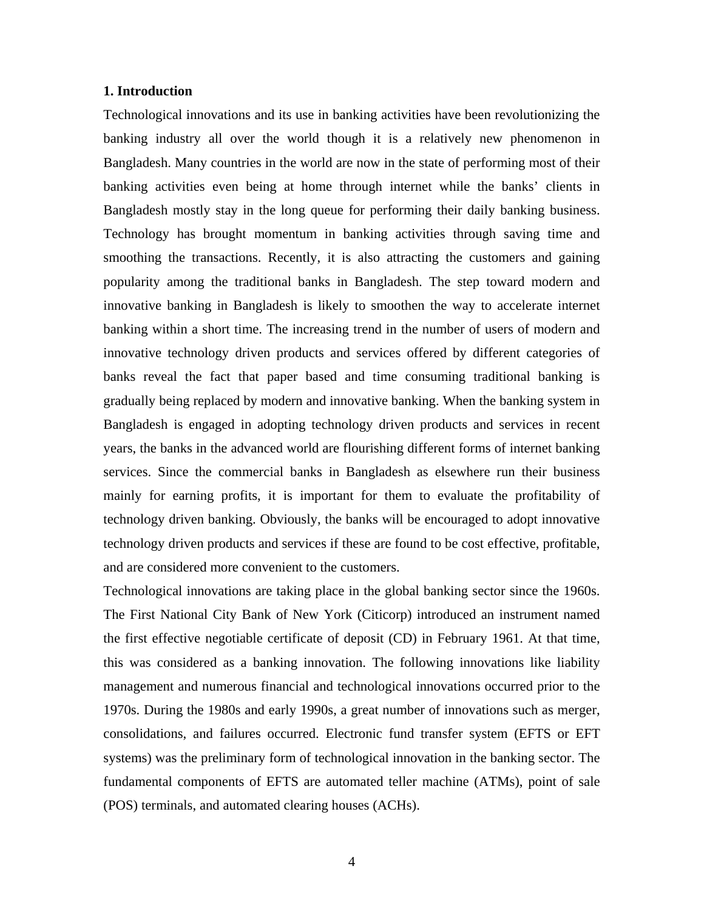## 1. Introduction

Technological innovations and its use in banking activities have been revolutionizing the banking industry all over the world though it is a relatively new phenomenon in Bangladesh. Many countries in the world are now in the state of performing most of their banking activities even being at home through internet while the banks' clients in Bangladesh mostly stay in the long queue for performing their daily banking business. Technology has brought momentum in banking activities through saving time and smoothing the transactions. Recently, it is also attracting the customers and gaining popularity among the traditional banks in Bangladesh. The step toward modern and innovative banking in Bangladesh is likely to smoothen the way to accelerate internet banking within a short time. The increasing trend in the number of users of modern and innovative technology driven products and services offered by different categories of banks reveal the fact that paper based and time consuming traditional banking is gradually being replaced by modern and innovative banking. When the banking system in Bangladesh is engaged in adopting technology driven products and services in recent years, the banks in the advanced world are flourishing different forms of internet banking services. Since the commercial banks in Bangladesh as elsewhere run their business mainly for earning profits, it is important for them to evaluate the profitability of technology driven banking. Obviously, the banks will be encouraged to adopt innovative technology driven products and services if these are found to be cost effective, profitable, and are considered more convenient to the customers.

Technological innovations are taking place in the global banking sector since the 1960s. The First National City Bank of New York (Citicorp) introduced an instrument named the first effective negotiable certificate of deposit (CD) in February 1961. At that time, this was considered as a banking innovation. The following innovations like liability management and numerous financial and technological innovations occurred prior to the 1970s. During the 1980s and early 1990s, a great number of innovations such as merger, consolidations, and failures occurred. Electronic fund transfer system (EFTS or EFT systems) was the preliminary form of technological innovation in the banking sector. The fundamental components of EFTS are automated teller machine (ATMs), point of sale (POS) terminals, and automated clearing houses (ACHs).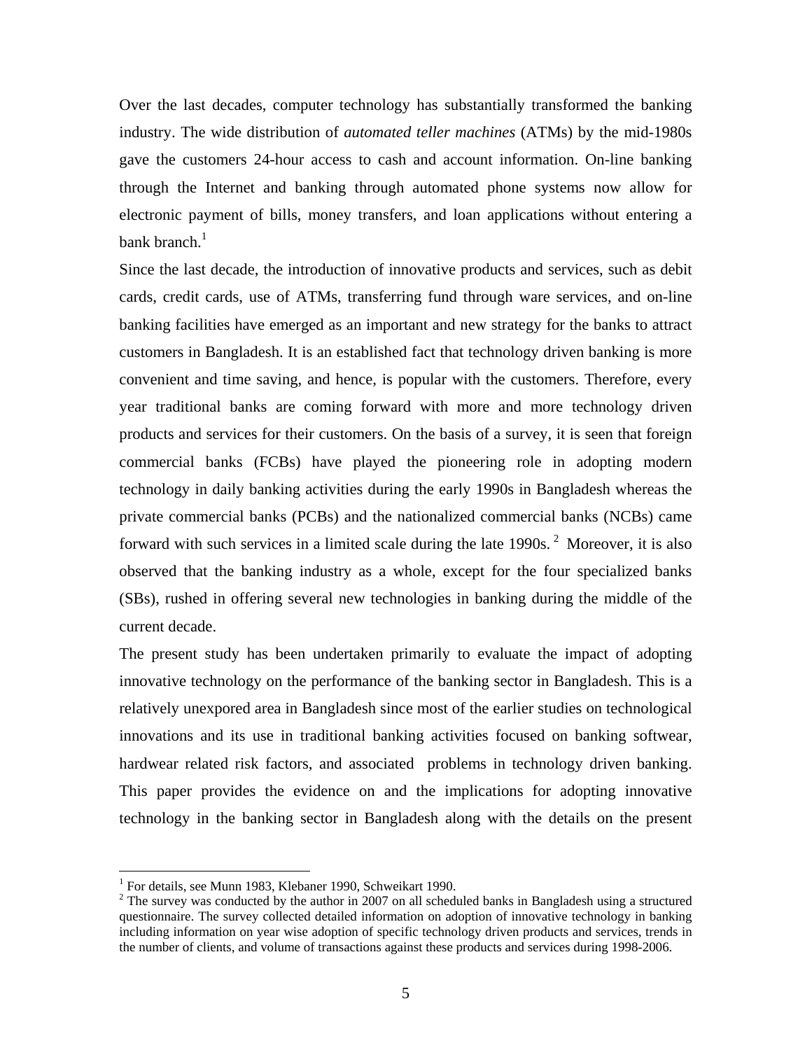Over the last decades, computer technology has substantially transformed the banking industry. The wide distribution of *automated teller machines* (ATMs) by the mid-1980s gave the customers 24-hour access to cash and account information. On-line banking through the Internet and banking through automated phone systems now allow for electronic payment of bills, money transfers, and loan applications without entering a bank branch.[1]

Since the last decade, the introduction of innovative products and services, such as debit cards, credit cards, use of ATMs, transferring fund through ware services, and on-line banking facilities have emerged as an important and new strategy for the banks to attract customers in Bangladesh. It is an established fact that technology driven banking is more convenient and time saving, and hence, is popular with the customers. Therefore, every year traditional banks are coming forward with more and more technology driven products and services for their customers. On the basis of a survey, it is seen that foreign commercial banks (FCBs) have played the pioneering role in adopting modern technology in daily banking activities during the early 1990s in Bangladesh whereas the private commercial banks (PCBs) and the nationalized commercial banks (NCBs) came forward with such services in a limited scale during the late 1990s.[2] Moreover, it is also observed that the banking industry as a whole, except for the four specialized banks (SBs), rushed in offering several new technologies in banking during the middle of the current decade.

The present study has been undertaken primarily to evaluate the impact of adopting innovative technology on the performance of the banking sector in Bangladesh. This is a relatively unexpored area in Bangladesh since most of the earlier studies on technological innovations and its use in traditional banking activities focused on banking softwear, hardwear related risk factors, and associated problems in technology driven banking. This paper provides the evidence on and the implications for adopting innovative technology in the banking sector in Bangladesh along with the details on the present

---

[1] For details, see Munn 1983, Klebaner 1990, Schweikart 1990.

[2] The survey was conducted by the author in 2007 on all scheduled banks in Bangladesh using a structured questionnaire. The survey collected detailed information on adoption of innovative technology in banking including information on year wise adoption of specific technology driven products and services, trends in the number of clients, and volume of transactions against these products and services during 1998-2006.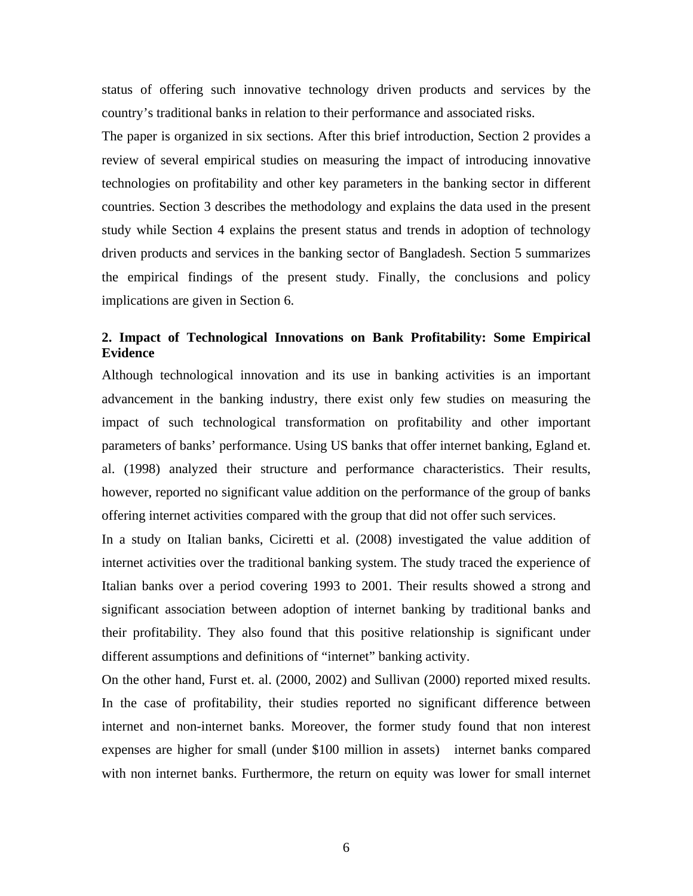status of offering such innovative technology driven products and services by the country's traditional banks in relation to their performance and associated risks.

The paper is organized in six sections. After this brief introduction, Section 2 provides a review of several empirical studies on measuring the impact of introducing innovative technologies on profitability and other key parameters in the banking sector in different countries. Section 3 describes the methodology and explains the data used in the present study while Section 4 explains the present status and trends in adoption of technology driven products and services in the banking sector of Bangladesh. Section 5 summarizes the empirical findings of the present study. Finally, the conclusions and policy implications are given in Section 6.

## 2. Impact of Technological Innovations on Bank Profitability: Some Empirical Evidence

Although technological innovation and its use in banking activities is an important advancement in the banking industry, there exist only few studies on measuring the impact of such technological transformation on profitability and other important parameters of banks' performance. Using US banks that offer internet banking, Egland et. al. (1998) analyzed their structure and performance characteristics. Their results, however, reported no significant value addition on the performance of the group of banks offering internet activities compared with the group that did not offer such services.

In a study on Italian banks, Ciciretti et al. (2008) investigated the value addition of internet activities over the traditional banking system. The study traced the experience of Italian banks over a period covering 1993 to 2001. Their results showed a strong and significant association between adoption of internet banking by traditional banks and their profitability. They also found that this positive relationship is significant under different assumptions and definitions of "internet" banking activity.

On the other hand, Furst et. al. (2000, 2002) and Sullivan (2000) reported mixed results. In the case of profitability, their studies reported no significant difference between internet and non-internet banks. Moreover, the former study found that non interest expenses are higher for small (under $100 million in assets) internet banks compared with non internet banks. Furthermore, the return on equity was lower for small internet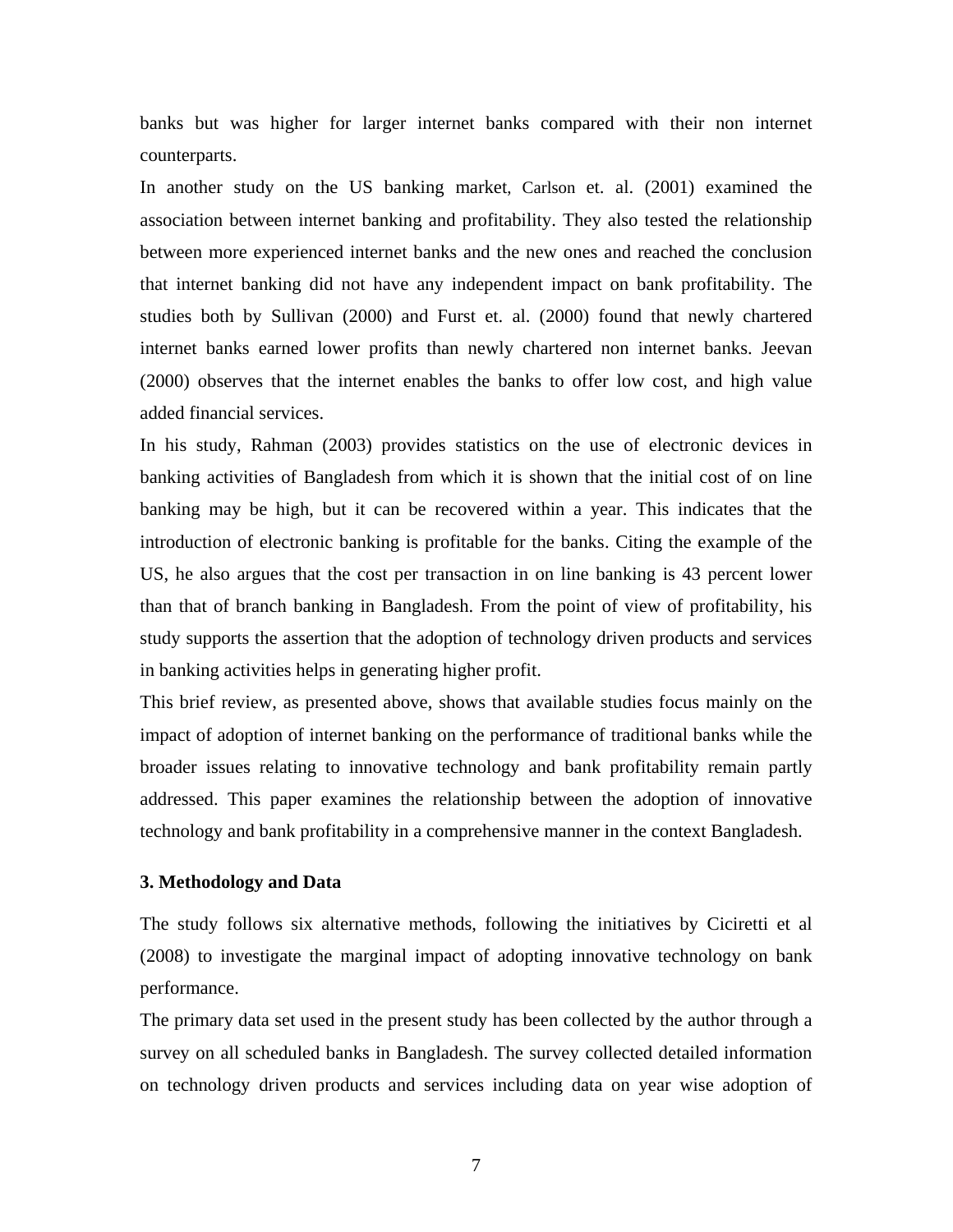banks but was higher for larger internet banks compared with their non internet counterparts.

In another study on the US banking market, Carlson et. al. (2001) examined the association between internet banking and profitability. They also tested the relationship between more experienced internet banks and the new ones and reached the conclusion that internet banking did not have any independent impact on bank profitability. The studies both by Sullivan (2000) and Furst et. al. (2000) found that newly chartered internet banks earned lower profits than newly chartered non internet banks. Jeevan (2000) observes that the internet enables the banks to offer low cost, and high value added financial services.

In his study, Rahman (2003) provides statistics on the use of electronic devices in banking activities of Bangladesh from which it is shown that the initial cost of on line banking may be high, but it can be recovered within a year. This indicates that the introduction of electronic banking is profitable for the banks. Citing the example of the US, he also argues that the cost per transaction in on line banking is 43 percent lower than that of branch banking in Bangladesh. From the point of view of profitability, his study supports the assertion that the adoption of technology driven products and services in banking activities helps in generating higher profit.

This brief review, as presented above, shows that available studies focus mainly on the impact of adoption of internet banking on the performance of traditional banks while the broader issues relating to innovative technology and bank profitability remain partly addressed. This paper examines the relationship between the adoption of innovative technology and bank profitability in a comprehensive manner in the context Bangladesh.

### 3. Methodology and Data

The study follows six alternative methods, following the initiatives by Ciciretti et al (2008) to investigate the marginal impact of adopting innovative technology on bank performance.

The primary data set used in the present study has been collected by the author through a survey on all scheduled banks in Bangladesh. The survey collected detailed information on technology driven products and services including data on year wise adoption of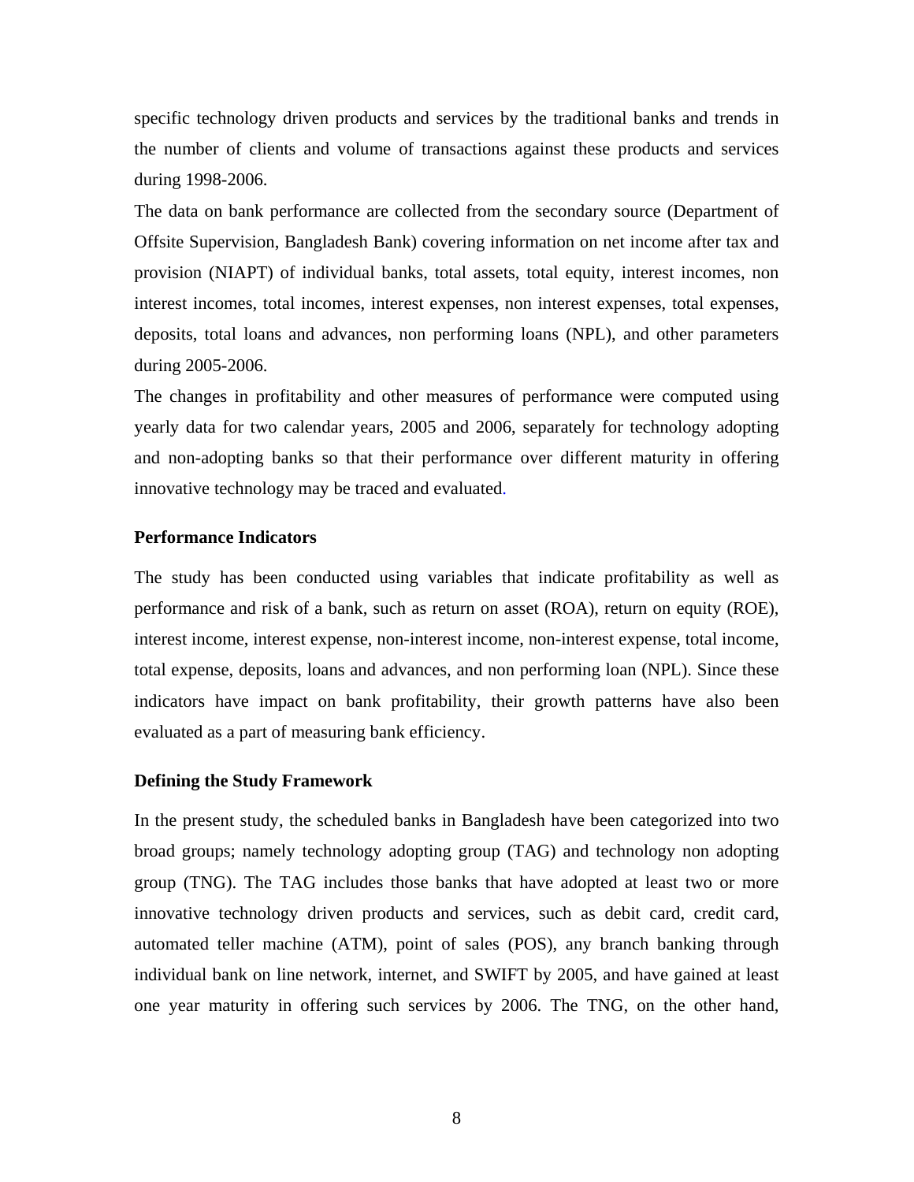specific technology driven products and services by the traditional banks and trends in the number of clients and volume of transactions against these products and services during 1998-2006.

The data on bank performance are collected from the secondary source (Department of Offsite Supervision, Bangladesh Bank) covering information on net income after tax and provision (NIAPT) of individual banks, total assets, total equity, interest incomes, non interest incomes, total incomes, interest expenses, non interest expenses, total expenses, deposits, total loans and advances, non performing loans (NPL), and other parameters during 2005-2006.

The changes in profitability and other measures of performance were computed using yearly data for two calendar years, 2005 and 2006, separately for technology adopting and non-adopting banks so that their performance over different maturity in offering innovative technology may be traced and evaluated.

**Performance Indicators**

The study has been conducted using variables that indicate profitability as well as performance and risk of a bank, such as return on asset (ROA), return on equity (ROE), interest income, interest expense, non-interest income, non-interest expense, total income, total expense, deposits, loans and advances, and non performing loan (NPL). Since these indicators have impact on bank profitability, their growth patterns have also been evaluated as a part of measuring bank efficiency.

**Defining the Study Framework**

In the present study, the scheduled banks in Bangladesh have been categorized into two broad groups; namely technology adopting group (TAG) and technology non adopting group (TNG). The TAG includes those banks that have adopted at least two or more innovative technology driven products and services, such as debit card, credit card, automated teller machine (ATM), point of sales (POS), any branch banking through individual bank on line network, internet, and SWIFT by 2005, and have gained at least one year maturity in offering such services by 2006. The TNG, on the other hand,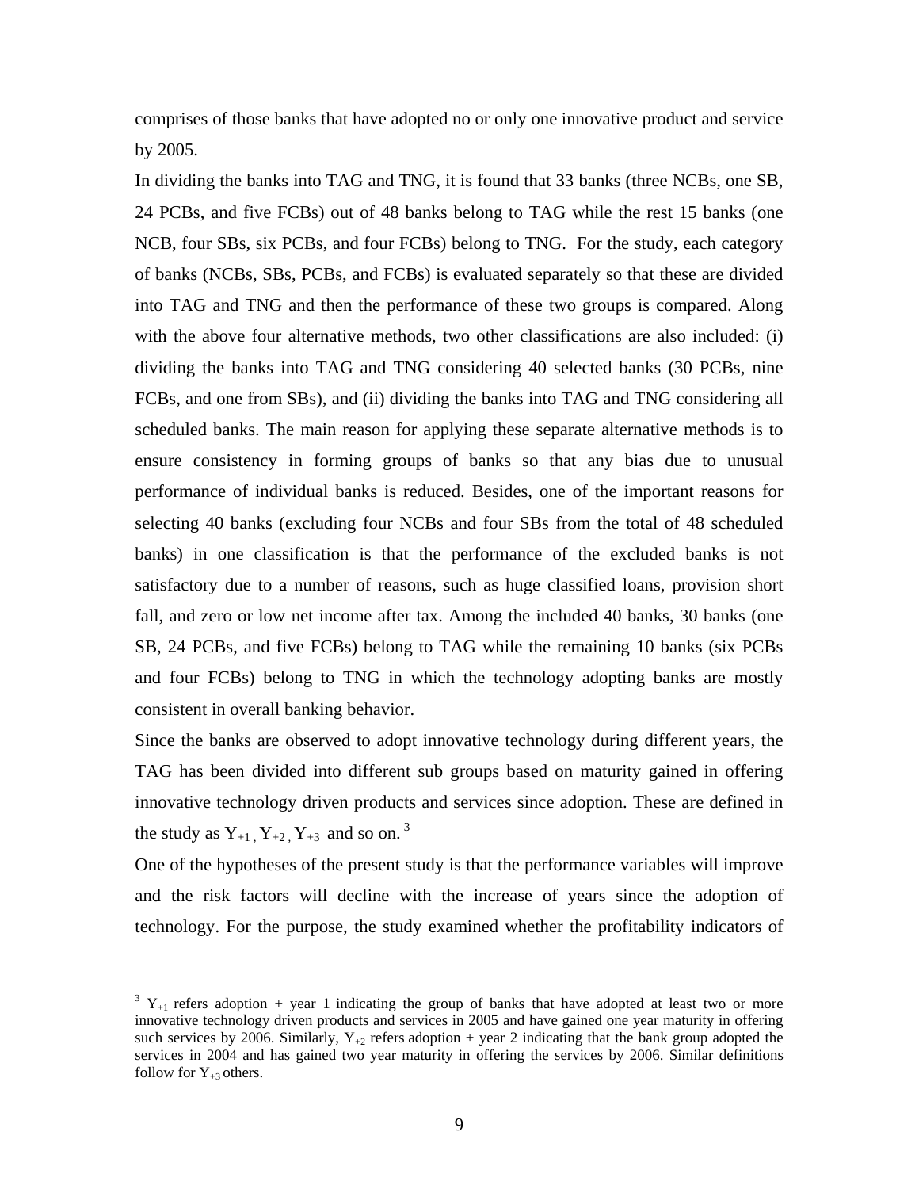comprises of those banks that have adopted no or only one innovative product and service by 2005.

In dividing the banks into TAG and TNG, it is found that 33 banks (three NCBs, one SB, 24 PCBs, and five FCBs) out of 48 banks belong to TAG while the rest 15 banks (one NCB, four SBs, six PCBs, and four FCBs) belong to TNG. For the study, each category of banks (NCBs, SBs, PCBs, and FCBs) is evaluated separately so that these are divided into TAG and TNG and then the performance of these two groups is compared. Along with the above four alternative methods, two other classifications are also included: (i) dividing the banks into TAG and TNG considering 40 selected banks (30 PCBs, nine FCBs, and one from SBs), and (ii) dividing the banks into TAG and TNG considering all scheduled banks. The main reason for applying these separate alternative methods is to ensure consistency in forming groups of banks so that any bias due to unusual performance of individual banks is reduced. Besides, one of the important reasons for selecting 40 banks (excluding four NCBs and four SBs from the total of 48 scheduled banks) in one classification is that the performance of the excluded banks is not satisfactory due to a number of reasons, such as huge classified loans, provision short fall, and zero or low net income after tax. Among the included 40 banks, 30 banks (one SB, 24 PCBs, and five FCBs) belong to TAG while the remaining 10 banks (six PCBs and four FCBs) belong to TNG in which the technology adopting banks are mostly consistent in overall banking behavior.

Since the banks are observed to adopt innovative technology during different years, the TAG has been divided into different sub groups based on maturity gained in offering innovative technology driven products and services since adoption. These are defined in the study as $Y_{+1}$, $Y_{+2}$, $Y_{+3}$ and so on.[3]

One of the hypotheses of the present study is that the performance variables will improve and the risk factors will decline with the increase of years since the adoption of technology. For the purpose, the study examined whether the profitability indicators of

---

[3] $Y_{+1}$ refers adoption + year 1 indicating the group of banks that have adopted at least two or more innovative technology driven products and services in 2005 and have gained one year maturity in offering such services by 2006. Similarly, $Y_{+2}$ refers adoption + year 2 indicating that the bank group adopted the services in 2004 and has gained two year maturity in offering the services by 2006. Similar definitions follow for $Y_{+3}$ others.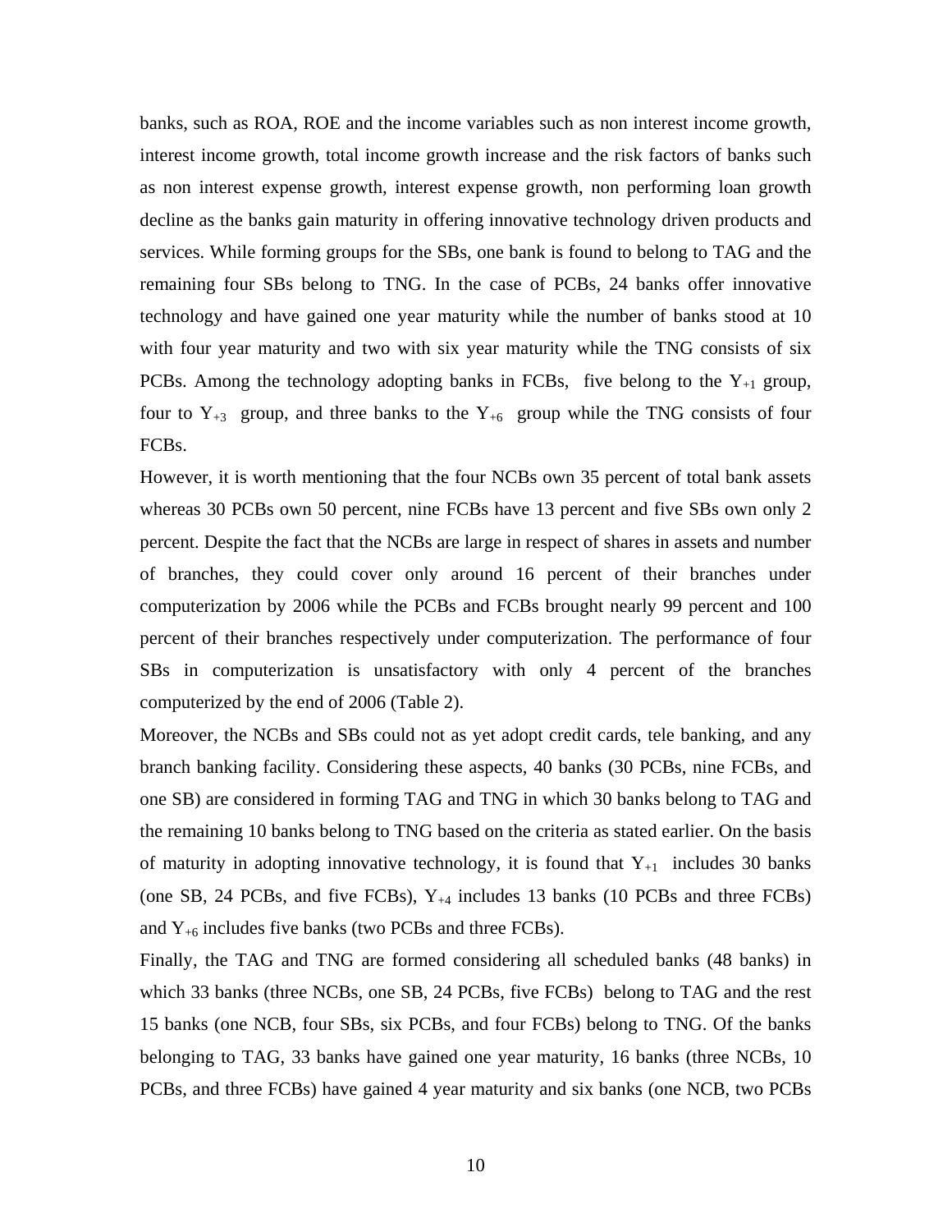banks, such as ROA, ROE and the income variables such as non interest income growth, interest income growth, total income growth increase and the risk factors of banks such as non interest expense growth, interest expense growth, non performing loan growth decline as the banks gain maturity in offering innovative technology driven products and services. While forming groups for the SBs, one bank is found to belong to TAG and the remaining four SBs belong to TNG. In the case of PCBs, 24 banks offer innovative technology and have gained one year maturity while the number of banks stood at 10 with four year maturity and two with six year maturity while the TNG consists of six PCBs. Among the technology adopting banks in FCBs, five belong to the $Y_{+1}$ group, four to $Y_{+3}$ group, and three banks to the $Y_{+6}$ group while the TNG consists of four FCBs.

However, it is worth mentioning that the four NCBs own 35 percent of total bank assets whereas 30 PCBs own 50 percent, nine FCBs have 13 percent and five SBs own only 2 percent. Despite the fact that the NCBs are large in respect of shares in assets and number of branches, they could cover only around 16 percent of their branches under computerization by 2006 while the PCBs and FCBs brought nearly 99 percent and 100 percent of their branches respectively under computerization. The performance of four SBs in computerization is unsatisfactory with only 4 percent of the branches computerized by the end of 2006 (Table 2).

Moreover, the NCBs and SBs could not as yet adopt credit cards, tele banking, and any branch banking facility. Considering these aspects, 40 banks (30 PCBs, nine FCBs, and one SB) are considered in forming TAG and TNG in which 30 banks belong to TAG and the remaining 10 banks belong to TNG based on the criteria as stated earlier. On the basis of maturity in adopting innovative technology, it is found that $Y_{+1}$ includes 30 banks (one SB, 24 PCBs, and five FCBs), $Y_{+4}$ includes 13 banks (10 PCBs and three FCBs) and $Y_{+6}$ includes five banks (two PCBs and three FCBs).

Finally, the TAG and TNG are formed considering all scheduled banks (48 banks) in which 33 banks (three NCBs, one SB, 24 PCBs, five FCBs) belong to TAG and the rest 15 banks (one NCB, four SBs, six PCBs, and four FCBs) belong to TNG. Of the banks belonging to TAG, 33 banks have gained one year maturity, 16 banks (three NCBs, 10 PCBs, and three FCBs) have gained 4 year maturity and six banks (one NCB, two PCBs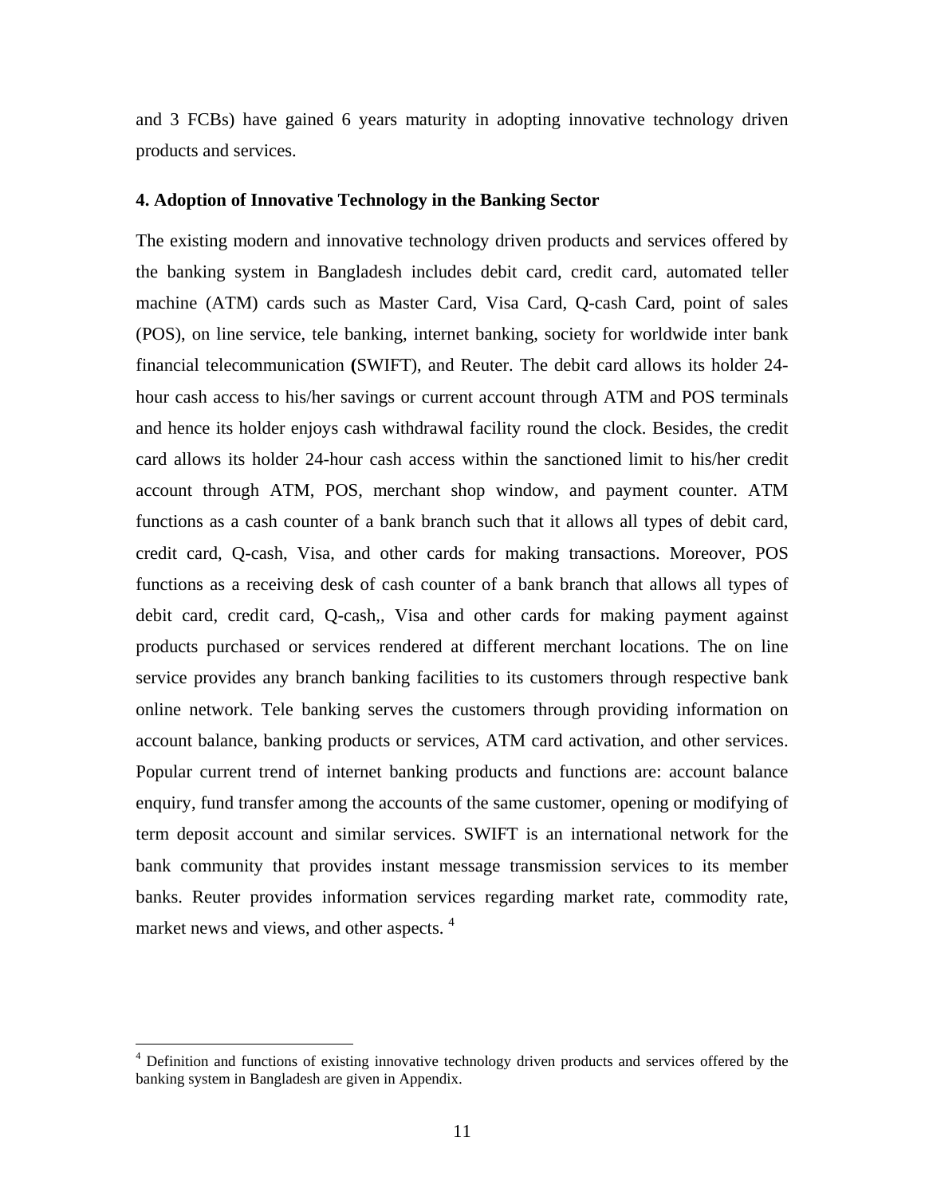and 3 FCBs) have gained 6 years maturity in adopting innovative technology driven products and services.

### 4. Adoption of Innovative Technology in the Banking Sector

The existing modern and innovative technology driven products and services offered by the banking system in Bangladesh includes debit card, credit card, automated teller machine (ATM) cards such as Master Card, Visa Card, Q-cash Card, point of sales (POS), on line service, tele banking, internet banking, society for worldwide inter bank financial telecommunication **(**SWIFT), and Reuter. The debit card allows its holder 24-hour cash access to his/her savings or current account through ATM and POS terminals and hence its holder enjoys cash withdrawal facility round the clock. Besides, the credit card allows its holder 24-hour cash access within the sanctioned limit to his/her credit account through ATM, POS, merchant shop window, and payment counter. ATM functions as a cash counter of a bank branch such that it allows all types of debit card, credit card, Q-cash, Visa, and other cards for making transactions. Moreover, POS functions as a receiving desk of cash counter of a bank branch that allows all types of debit card, credit card, Q-cash,, Visa and other cards for making payment against products purchased or services rendered at different merchant locations. The on line service provides any branch banking facilities to its customers through respective bank online network. Tele banking serves the customers through providing information on account balance, banking products or services, ATM card activation, and other services. Popular current trend of internet banking products and functions are: account balance enquiry, fund transfer among the accounts of the same customer, opening or modifying of term deposit account and similar services. SWIFT is an international network for the bank community that provides instant message transmission services to its member banks. Reuter provides information services regarding market rate, commodity rate, market news and views, and other aspects. [4]

---

[4] Definition and functions of existing innovative technology driven products and services offered by the banking system in Bangladesh are given in Appendix.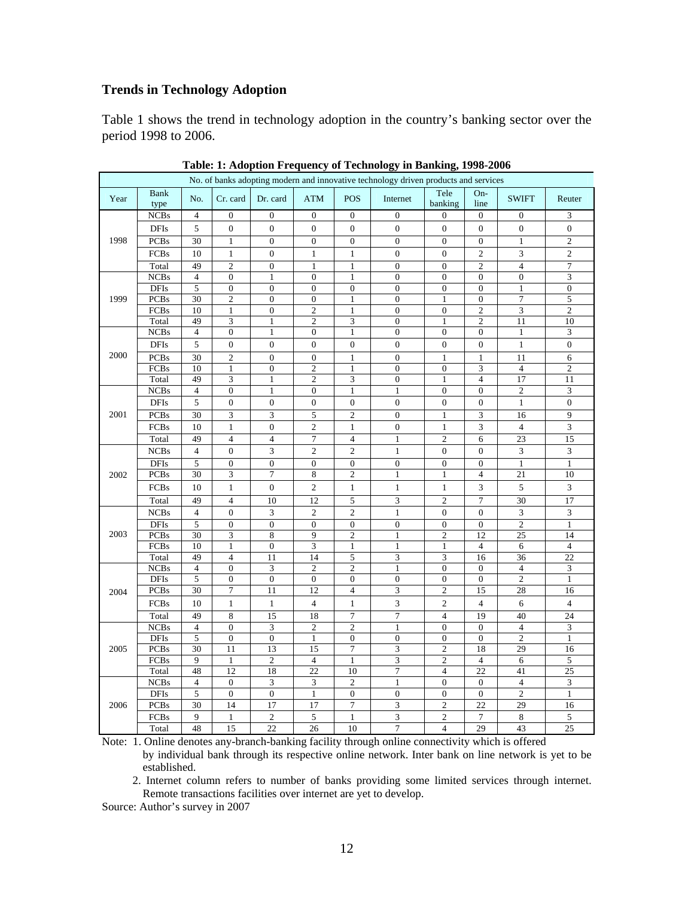### Trends in Technology Adoption

Table 1 shows the trend in technology adoption in the country's banking sector over the period 1998 to 2006.

**Table: 1: Adoption Frequency of Technology in Banking, 1998-2006**

| | | No. of banks adopting modern and innovative technology driven products and services | | | | | | | | | |
|---|---|---|---|---|---|---|---|---|---|---|---|
| Year | Bank type | No. | Cr. card | Dr. card | ATM | POS | Internet | Tele banking | On-line | SWIFT | Reuter |
| 1998 | NCBs | 4 | 0 | 0 | 0 | 0 | 0 | 0 | 0 | 0 | 3 |
| | DFIs | 5 | 0 | 0 | 0 | 0 | 0 | 0 | 0 | 0 | 0 |
| | PCBs | 30 | 1 | 0 | 0 | 0 | 0 | 0 | 0 | 1 | 2 |
| | FCBs | 10 | 1 | 0 | 1 | 1 | 0 | 0 | 2 | 3 | 2 |
| | Total | 49 | 2 | 0 | 1 | 1 | 0 | 0 | 2 | 4 | 7 |
| 1999 | NCBs | 4 | 0 | 1 | 0 | 1 | 0 | 0 | 0 | 0 | 3 |
| | DFIs | 5 | 0 | 0 | 0 | 0 | 0 | 0 | 0 | 1 | 0 |
| | PCBs | 30 | 2 | 0 | 0 | 1 | 0 | 1 | 0 | 7 | 5 |
| | FCBs | 10 | 1 | 0 | 2 | 1 | 0 | 0 | 2 | 3 | 2 |
| | Total | 49 | 3 | 1 | 2 | 3 | 0 | 1 | 2 | 11 | 10 |
| 2000 | NCBs | 4 | 0 | 1 | 0 | 1 | 0 | 0 | 0 | 1 | 3 |
| | DFIs | 5 | 0 | 0 | 0 | 0 | 0 | 0 | 0 | 1 | 0 |
| | PCBs | 30 | 2 | 0 | 0 | 1 | 0 | 1 | 1 | 11 | 6 |
| | FCBs | 10 | 1 | 0 | 2 | 1 | 0 | 0 | 3 | 4 | 2 |
| | Total | 49 | 3 | 1 | 2 | 3 | 0 | 1 | 4 | 17 | 11 |
| 2001 | NCBs | 4 | 0 | 1 | 0 | 1 | 1 | 0 | 0 | 2 | 3 |
| | DFIs | 5 | 0 | 0 | 0 | 0 | 0 | 0 | 0 | 1 | 0 |
| | PCBs | 30 | 3 | 3 | 5 | 2 | 0 | 1 | 3 | 16 | 9 |
| | FCBs | 10 | 1 | 0 | 2 | 1 | 0 | 1 | 3 | 4 | 3 |
| | Total | 49 | 4 | 4 | 7 | 4 | 1 | 2 | 6 | 23 | 15 |
| 2002 | NCBs | 4 | 0 | 3 | 2 | 2 | 1 | 0 | 0 | 3 | 3 |
| | DFIs | 5 | 0 | 0 | 0 | 0 | 0 | 0 | 0 | 1 | 1 |
| | PCBs | 30 | 3 | 7 | 8 | 2 | 1 | 1 | 4 | 21 | 10 |
| | FCBs | 10 | 1 | 0 | 2 | 1 | 1 | 1 | 3 | 5 | 3 |
| | Total | 49 | 4 | 10 | 12 | 5 | 3 | 2 | 7 | 30 | 17 |
| 2003 | NCBs | 4 | 0 | 3 | 2 | 2 | 1 | 0 | 0 | 3 | 3 |
| | DFIs | 5 | 0 | 0 | 0 | 0 | 0 | 0 | 0 | 2 | 1 |
| | PCBs | 30 | 3 | 8 | 9 | 2 | 1 | 2 | 12 | 25 | 14 |
| | FCBs | 10 | 1 | 0 | 3 | 1 | 1 | 1 | 4 | 6 | 4 |
| | Total | 49 | 4 | 11 | 14 | 5 | 3 | 3 | 16 | 36 | 22 |
| 2004 | NCBs | 4 | 0 | 3 | 2 | 2 | 1 | 0 | 0 | 4 | 3 |
| | DFIs | 5 | 0 | 0 | 0 | 0 | 0 | 0 | 0 | 2 | 1 |
| | PCBs | 30 | 7 | 11 | 12 | 4 | 3 | 2 | 15 | 28 | 16 |
| | FCBs | 10 | 1 | 1 | 4 | 1 | 3 | 2 | 4 | 6 | 4 |
| | Total | 49 | 8 | 15 | 18 | 7 | 7 | 4 | 19 | 40 | 24 |
| 2005 | NCBs | 4 | 0 | 3 | 2 | 2 | 1 | 0 | 0 | 4 | 3 |
| | DFIs | 5 | 0 | 0 | 1 | 0 | 0 | 0 | 0 | 2 | 1 |
| | PCBs | 30 | 11 | 13 | 15 | 7 | 3 | 2 | 18 | 29 | 16 |
| | FCBs | 9 | 1 | 2 | 4 | 1 | 3 | 2 | 4 | 6 | 5 |
| | Total | 48 | 12 | 18 | 22 | 10 | 7 | 4 | 22 | 41 | 25 |
| 2006 | NCBs | 4 | 0 | 3 | 3 | 2 | 1 | 0 | 0 | 4 | 3 |
| | DFIs | 5 | 0 | 0 | 1 | 0 | 0 | 0 | 0 | 2 | 1 |
| | PCBs | 30 | 14 | 17 | 17 | 7 | 3 | 2 | 22 | 29 | 16 |
| | FCBs | 9 | 1 | 2 | 5 | 1 | 3 | 2 | 7 | 8 | 5 |
| | Total | 48 | 15 | 22 | 26 | 10 | 7 | 4 | 29 | 43 | 25 |

Note: 1. Online denotes any-branch-banking facility through online connectivity which is offered by individual bank through its respective online network. Inter bank on line network is yet to be established.

2. Internet column refers to number of banks providing some limited services through internet. Remote transactions facilities over internet are yet to develop.

Source: Author's survey in 2007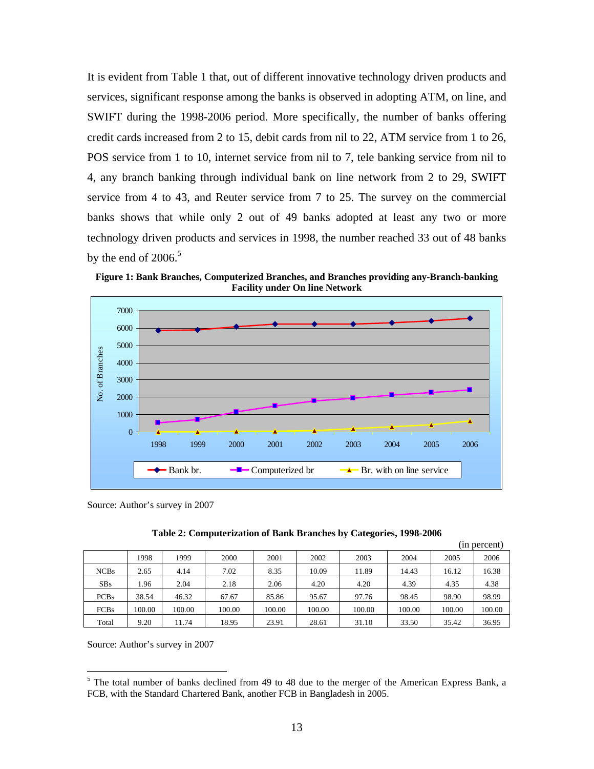It is evident from Table 1 that, out of different innovative technology driven products and services, significant response among the banks is observed in adopting ATM, on line, and SWIFT during the 1998-2006 period. More specifically, the number of banks offering credit cards increased from 2 to 15, debit cards from nil to 22, ATM service from 1 to 26, POS service from 1 to 10, internet service from nil to 7, tele banking service from nil to 4, any branch banking through individual bank on line network from 2 to 29, SWIFT service from 4 to 43, and Reuter service from 7 to 25. The survey on the commercial banks shows that while only 2 out of 49 banks adopted at least any two or more technology driven products and services in 1998, the number reached 33 out of 48 banks by the end of 2006.[5]

**Figure 1: Bank Branches, Computerized Branches, and Branches providing any-Branch-banking Facility under On line Network**

Source: Author's survey in 2007

**Table 2: Computerization of Bank Branches by Categories, 1998-2006**

(in percent)

| | 1998 | 1999 | 2000 | 2001 | 2002 | 2003 | 2004 | 2005 | 2006 |
|---|---|---|---|---|---|---|---|---|---|
| NCBs | 2.65 | 4.14 | 7.02 | 8.35 | 10.09 | 11.89 | 14.43 | 16.12 | 16.38 |
| SBs | 1.96 | 2.04 | 2.18 | 2.06 | 4.20 | 4.20 | 4.39 | 4.35 | 4.38 |
| PCBs | 38.54 | 46.32 | 67.67 | 85.86 | 95.67 | 97.76 | 98.45 | 98.90 | 98.99 |
| FCBs | 100.00 | 100.00 | 100.00 | 100.00 | 100.00 | 100.00 | 100.00 | 100.00 | 100.00 |
| Total | 9.20 | 11.74 | 18.95 | 23.91 | 28.61 | 31.10 | 33.50 | 35.42 | 36.95 |

Source: Author's survey in 2007

[5] The total number of banks declined from 49 to 48 due to the merger of the American Express Bank, a FCB, with the Standard Chartered Bank, another FCB in Bangladesh in 2005.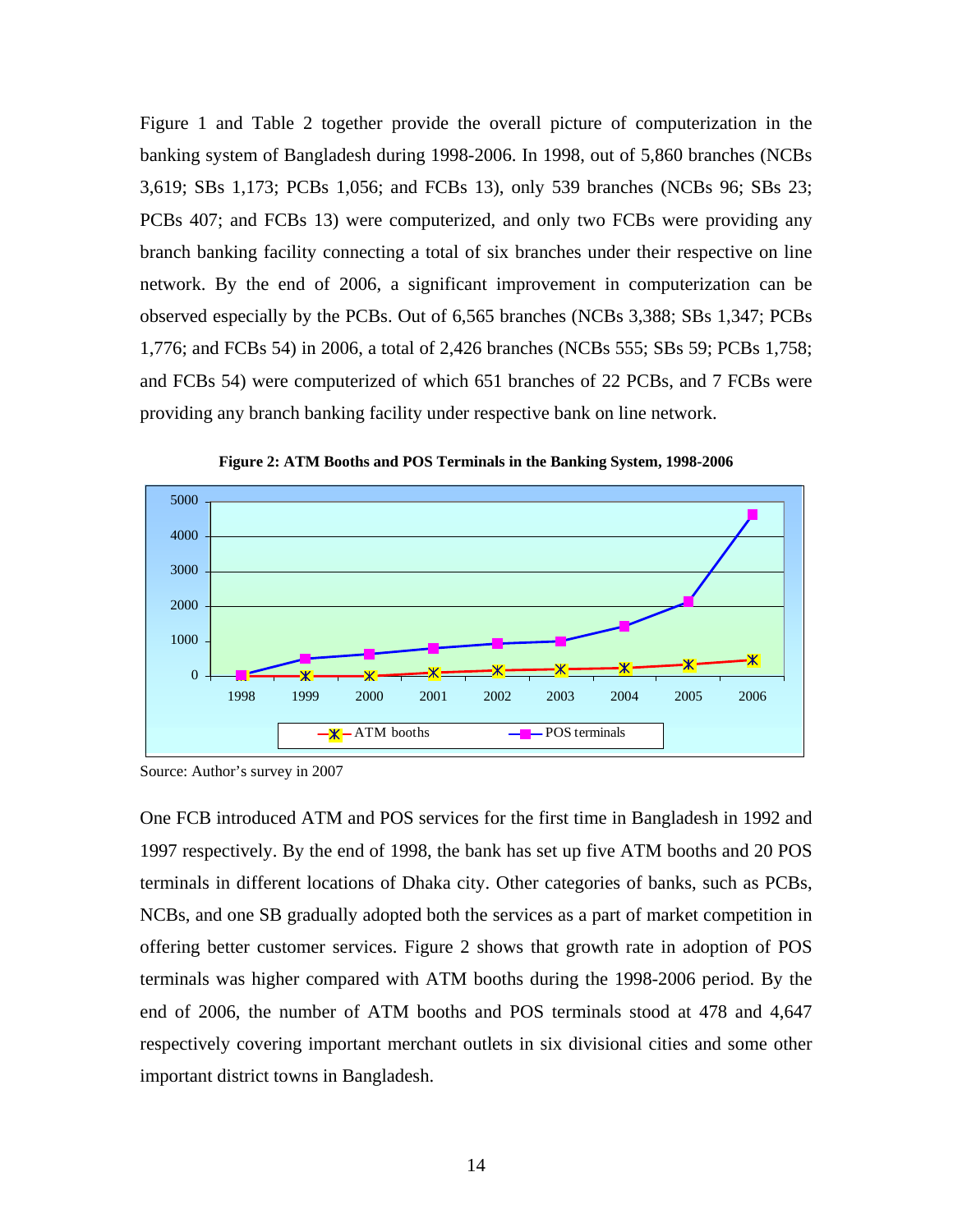Figure 1 and Table 2 together provide the overall picture of computerization in the banking system of Bangladesh during 1998-2006. In 1998, out of 5,860 branches (NCBs 3,619; SBs 1,173; PCBs 1,056; and FCBs 13), only 539 branches (NCBs 96; SBs 23; PCBs 407; and FCBs 13) were computerized, and only two FCBs were providing any branch banking facility connecting a total of six branches under their respective on line network. By the end of 2006, a significant improvement in computerization can be observed especially by the PCBs. Out of 6,565 branches (NCBs 3,388; SBs 1,347; PCBs 1,776; and FCBs 54) in 2006, a total of 2,426 branches (NCBs 555; SBs 59; PCBs 1,758; and FCBs 54) were computerized of which 651 branches of 22 PCBs, and 7 FCBs were providing any branch banking facility under respective bank on line network.

**Figure 2: ATM Booths and POS Terminals in the Banking System, 1998-2006**

Source: Author's survey in 2007

One FCB introduced ATM and POS services for the first time in Bangladesh in 1992 and 1997 respectively. By the end of 1998, the bank has set up five ATM booths and 20 POS terminals in different locations of Dhaka city. Other categories of banks, such as PCBs, NCBs, and one SB gradually adopted both the services as a part of market competition in offering better customer services. Figure 2 shows that growth rate in adoption of POS terminals was higher compared with ATM booths during the 1998-2006 period. By the end of 2006, the number of ATM booths and POS terminals stood at 478 and 4,647 respectively covering important merchant outlets in six divisional cities and some other important district towns in Bangladesh.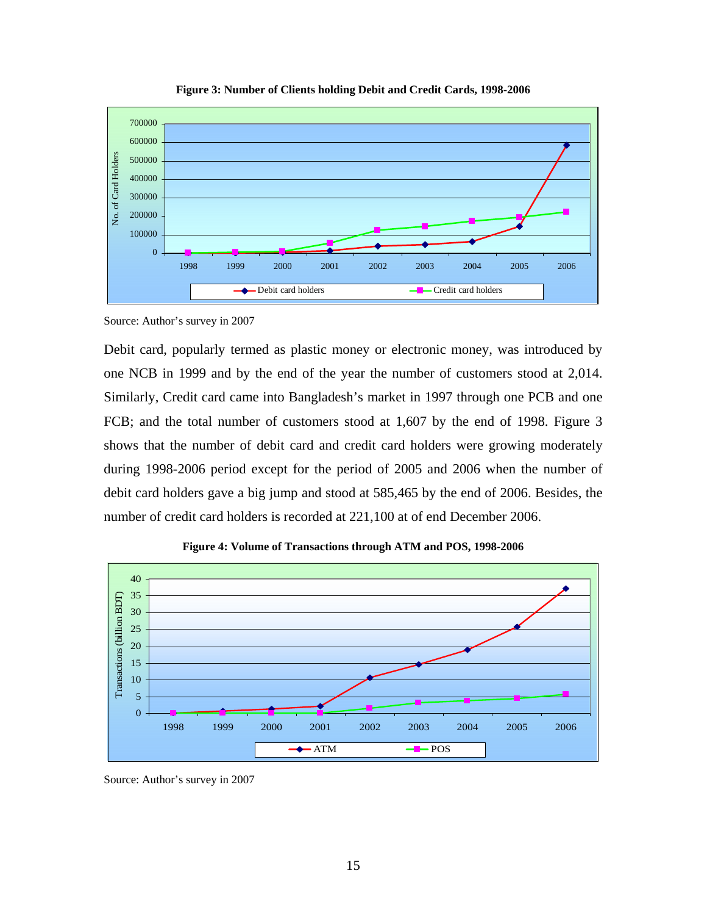**Figure 3: Number of Clients holding Debit and Credit Cards, 1998-2006**

Source: Author's survey in 2007

Debit card, popularly termed as plastic money or electronic money, was introduced by one NCB in 1999 and by the end of the year the number of customers stood at 2,014. Similarly, Credit card came into Bangladesh's market in 1997 through one PCB and one FCB; and the total number of customers stood at 1,607 by the end of 1998. Figure 3 shows that the number of debit card and credit card holders were growing moderately during 1998-2006 period except for the period of 2005 and 2006 when the number of debit card holders gave a big jump and stood at 585,465 by the end of 2006. Besides, the number of credit card holders is recorded at 221,100 at of end December 2006.

**Figure 4: Volume of Transactions through ATM and POS, 1998-2006**

Source: Author's survey in 2007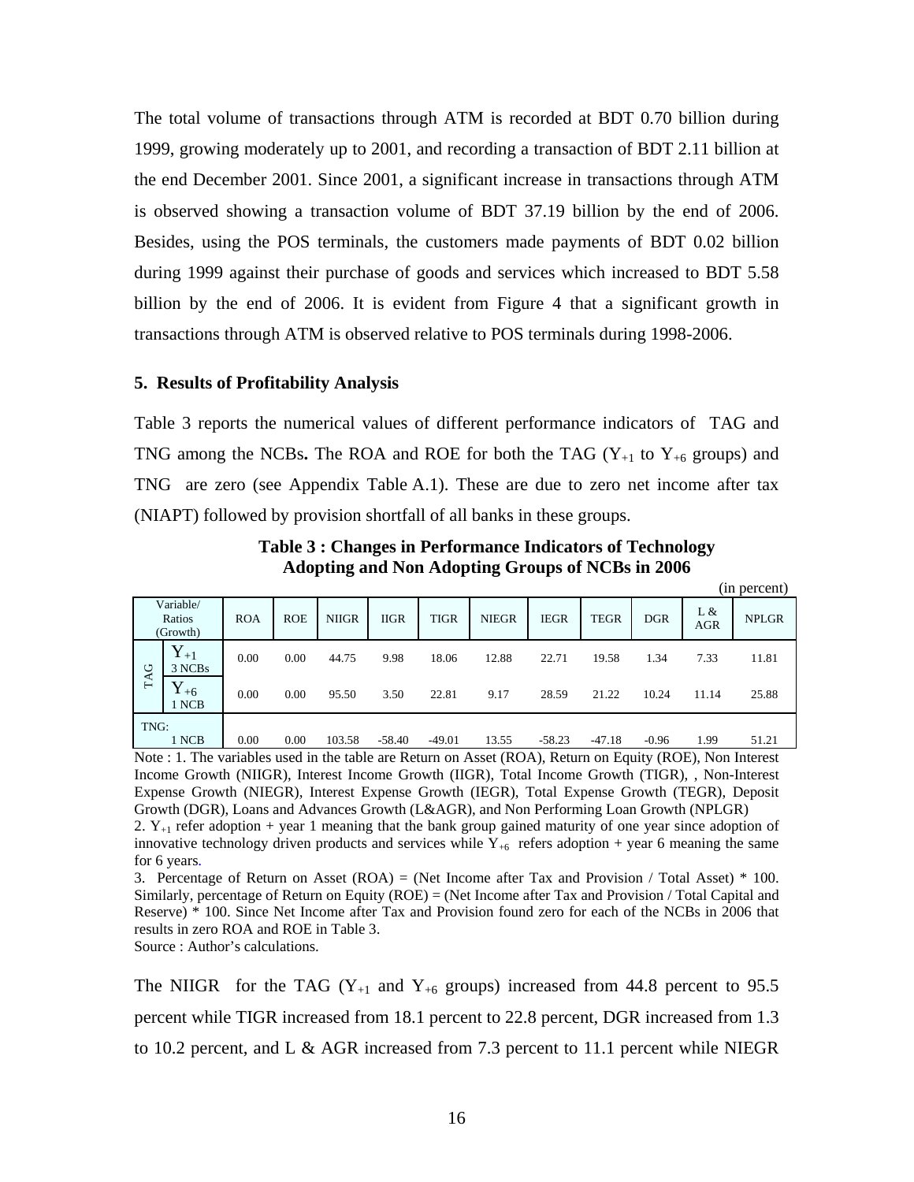The total volume of transactions through ATM is recorded at BDT 0.70 billion during 1999, growing moderately up to 2001, and recording a transaction of BDT 2.11 billion at the end December 2001. Since 2001, a significant increase in transactions through ATM is observed showing a transaction volume of BDT 37.19 billion by the end of 2006. Besides, using the POS terminals, the customers made payments of BDT 0.02 billion during 1999 against their purchase of goods and services which increased to BDT 5.58 billion by the end of 2006. It is evident from Figure 4 that a significant growth in transactions through ATM is observed relative to POS terminals during 1998-2006.

### 5. Results of Profitability Analysis

Table 3 reports the numerical values of different performance indicators of TAG and TNG among the NCBs**.** The ROA and ROE for both the TAG ($Y_{+1}$ to $Y_{+6}$ groups) and TNG are zero (see Appendix Table A.1). These are due to zero net income after tax (NIAPT) followed by provision shortfall of all banks in these groups.

**Table 3 : Changes in Performance Indicators of Technology Adopting and Non Adopting Groups of NCBs in 2006**

(in percent)

| Variable/ Ratios (Growth) | | ROA | ROE | NIIGR | IIGR | TIGR | NIEGR | IEGR | TEGR | DGR | L & AGR | NPLGR |
|---|---|---|---|---|---|---|---|---|---|---|---|---|
| TAG | $Y_{+1}$ 3 NCBs | 0.00 | 0.00 | 44.75 | 9.98 | 18.06 | 12.88 | 22.71 | 19.58 | 1.34 | 7.33 | 11.81 |
| | $Y_{+6}$ 1 NCB | 0.00 | 0.00 | 95.50 | 3.50 | 22.81 | 9.17 | 28.59 | 21.22 | 10.24 | 11.14 | 25.88 |
| TNG: | 1 NCB | 0.00 | 0.00 | 103.58 | -58.40 | -49.01 | 13.55 | -58.23 | -47.18 | -0.96 | 1.99 | 51.21 |

Note : 1. The variables used in the table are Return on Asset (ROA), Return on Equity (ROE), Non Interest Income Growth (NIIGR), Interest Income Growth (IIGR), Total Income Growth (TIGR), , Non-Interest Expense Growth (NIEGR), Interest Expense Growth (IEGR), Total Expense Growth (TEGR), Deposit Growth (DGR), Loans and Advances Growth (L&AGR), and Non Performing Loan Growth (NPLGR)

2. $Y_{+1}$ refer adoption + year 1 meaning that the bank group gained maturity of one year since adoption of innovative technology driven products and services while $Y_{+6}$ refers adoption + year 6 meaning the same for 6 years.

3. Percentage of Return on Asset (ROA) = (Net Income after Tax and Provision / Total Asset) * 100. Similarly, percentage of Return on Equity (ROE) = (Net Income after Tax and Provision / Total Capital and Reserve) * 100. Since Net Income after Tax and Provision found zero for each of the NCBs in 2006 that results in zero ROA and ROE in Table 3.

Source : Author's calculations.

The NIIGR for the TAG ($Y_{+1}$ and $Y_{+6}$ groups) increased from 44.8 percent to 95.5 percent while TIGR increased from 18.1 percent to 22.8 percent, DGR increased from 1.3 to 10.2 percent, and L & AGR increased from 7.3 percent to 11.1 percent while NIEGR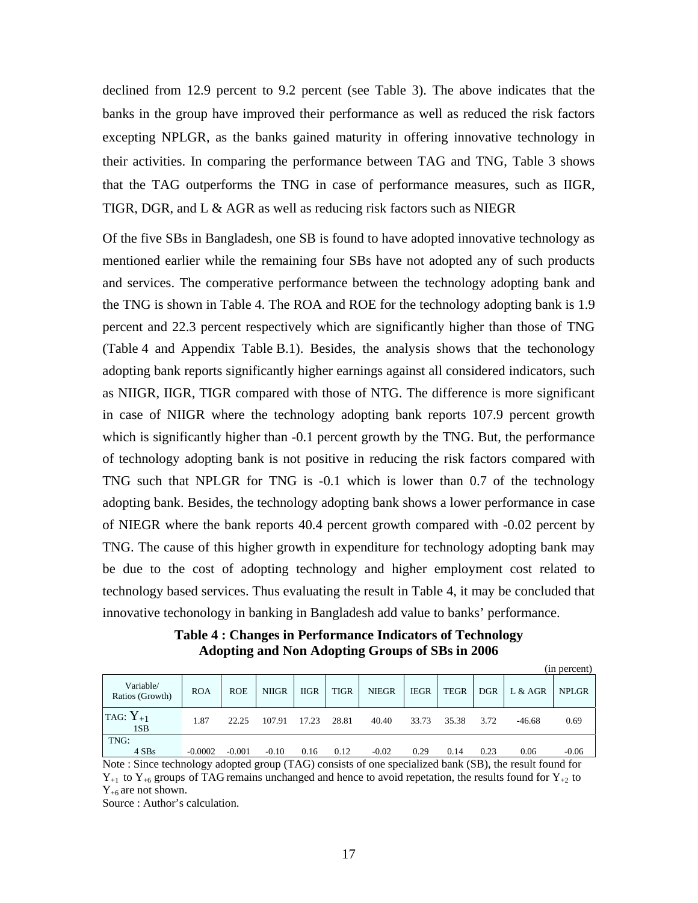declined from 12.9 percent to 9.2 percent (see Table 3). The above indicates that the banks in the group have improved their performance as well as reduced the risk factors excepting NPLGR, as the banks gained maturity in offering innovative technology in their activities. In comparing the performance between TAG and TNG, Table 3 shows that the TAG outperforms the TNG in case of performance measures, such as IIGR, TIGR, DGR, and L & AGR as well as reducing risk factors such as NIEGR

Of the five SBs in Bangladesh, one SB is found to have adopted innovative technology as mentioned earlier while the remaining four SBs have not adopted any of such products and services. The comperative performance between the technology adopting bank and the TNG is shown in Table 4. The ROA and ROE for the technology adopting bank is 1.9 percent and 22.3 percent respectively which are significantly higher than those of TNG (Table 4 and Appendix Table B.1). Besides, the analysis shows that the techonology adopting bank reports significantly higher earnings against all considered indicators, such as NIIGR, IIGR, TIGR compared with those of NTG. The difference is more significant in case of NIIGR where the technology adopting bank reports 107.9 percent growth which is significantly higher than -0.1 percent growth by the TNG. But, the performance of technology adopting bank is not positive in reducing the risk factors compared with TNG such that NPLGR for TNG is -0.1 which is lower than 0.7 of the technology adopting bank. Besides, the technology adopting bank shows a lower performance in case of NIEGR where the bank reports 40.4 percent growth compared with -0.02 percent by TNG. The cause of this higher growth in expenditure for technology adopting bank may be due to the cost of adopting technology and higher employment cost related to technology based services. Thus evaluating the result in Table 4, it may be concluded that innovative techonology in banking in Bangladesh add value to banks' performance.

**Table 4 : Changes in Performance Indicators of Technology Adopting and Non Adopting Groups of SBs in 2006**

(in percent)

| Variable/ Ratios (Growth) | ROA | ROE | NIIGR | IIGR | TIGR | NIEGR | IEGR | TEGR | DGR | L & AGR | NPLGR |
|---|---|---|---|---|---|---|---|---|---|---|---|
| TAG: $Y_{+1}$ 1SB | 1.87 | 22.25 | 107.91 | 17.23 | 28.81 | 40.40 | 33.73 | 35.38 | 3.72 | -46.68 | 0.69 |
| TNG: 4 SBs | -0.0002 | -0.001 | -0.10 | 0.16 | 0.12 | -0.02 | 0.29 | 0.14 | 0.23 | 0.06 | -0.06 |

Note : Since technology adopted group (TAG) consists of one specialized bank (SB), the result found for $Y_{+1}$ to $Y_{+6}$ groups of TAG remains unchanged and hence to avoid repetation, the results found for $Y_{+2}$ to $Y_{+6}$ are not shown.

Source : Author's calculation.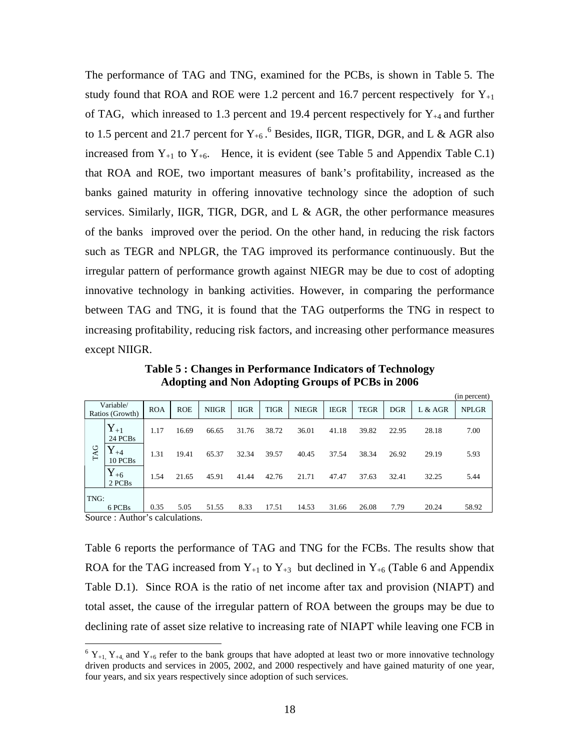The performance of TAG and TNG, examined for the PCBs, is shown in Table 5. The study found that ROA and ROE were 1.2 percent and 16.7 percent respectively for $Y_{+1}$ of TAG, which inreased to 1.3 percent and 19.4 percent respectively for $Y_{+4}$ and further to 1.5 percent and 21.7 percent for $Y_{+6}$ .[6] Besides, IIGR, TIGR, DGR, and L & AGR also increased from $Y_{+1}$ to $Y_{+6}$. Hence, it is evident (see Table 5 and Appendix Table C.1) that ROA and ROE, two important measures of bank's profitability, increased as the banks gained maturity in offering innovative technology since the adoption of such services. Similarly, IIGR, TIGR, DGR, and L & AGR, the other performance measures of the banks improved over the period. On the other hand, in reducing the risk factors such as TEGR and NPLGR, the TAG improved its performance continuously. But the irregular pattern of performance growth against NIEGR may be due to cost of adopting innovative technology in banking activities. However, in comparing the performance between TAG and TNG, it is found that the TAG outperforms the TNG in respect to increasing profitability, reducing risk factors, and increasing other performance measures except NIIGR.

**Table 5 : Changes in Performance Indicators of Technology Adopting and Non Adopting Groups of PCBs in 2006**

(in percent)

| Variable/ Ratios (Growth) | | ROA | ROE | NIIGR | IIGR | TIGR | NIEGR | IEGR | TEGR | DGR | L & AGR | NPLGR |
|---|---|---|---|---|---|---|---|---|---|---|---|---|
| TAG | $Y_{+1}$ 24 PCBs | 1.17 | 16.69 | 66.65 | 31.76 | 38.72 | 36.01 | 41.18 | 39.82 | 22.95 | 28.18 | 7.00 |
| | $Y_{+4}$ 10 PCBs | 1.31 | 19.41 | 65.37 | 32.34 | 39.57 | 40.45 | 37.54 | 38.34 | 26.92 | 29.19 | 5.93 |
| | $Y_{+6}$ 2 PCBs | 1.54 | 21.65 | 45.91 | 41.44 | 42.76 | 21.71 | 47.47 | 37.63 | 32.41 | 32.25 | 5.44 |
| TNG: 6 PCBs | | 0.35 | 5.05 | 51.55 | 8.33 | 17.51 | 14.53 | 31.66 | 26.08 | 7.79 | 20.24 | 58.92 |

Source : Author's calculations.

Table 6 reports the performance of TAG and TNG for the FCBs. The results show that ROA for the TAG increased from $Y_{+1}$ to $Y_{+3}$ but declined in $Y_{+6}$ (Table 6 and Appendix Table D.1). Since ROA is the ratio of net income after tax and provision (NIAPT) and total asset, the cause of the irregular pattern of ROA between the groups may be due to declining rate of asset size relative to increasing rate of NIAPT while leaving one FCB in

[6] $Y_{+1,}$ $Y_{+4,}$ and $Y_{+6}$ refer to the bank groups that have adopted at least two or more innovative technology driven products and services in 2005, 2002, and 2000 respectively and have gained maturity of one year, four years, and six years respectively since adoption of such services.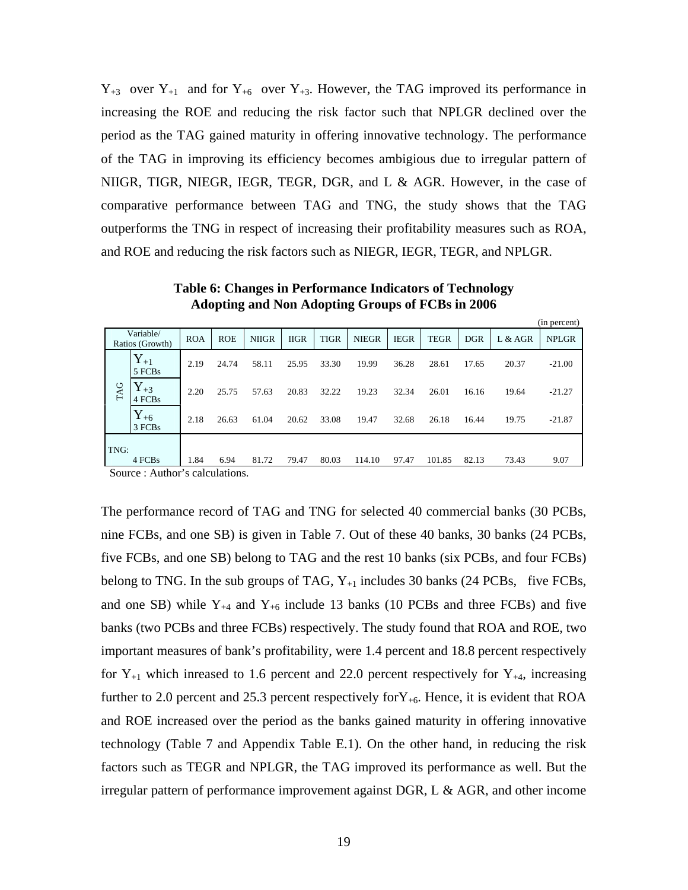$Y_{+3}$ over $Y_{+1}$ and for $Y_{+6}$ over $Y_{+3}$. However, the TAG improved its performance in increasing the ROE and reducing the risk factor such that NPLGR declined over the period as the TAG gained maturity in offering innovative technology. The performance of the TAG in improving its efficiency becomes ambigious due to irregular pattern of NIIGR, TIGR, NIEGR, IEGR, TEGR, DGR, and L & AGR. However, in the case of comparative performance between TAG and TNG, the study shows that the TAG outperforms the TNG in respect of increasing their profitability measures such as ROA, and ROE and reducing the risk factors such as NIEGR, IEGR, TEGR, and NPLGR.

**Table 6: Changes in Performance Indicators of Technology Adopting and Non Adopting Groups of FCBs in 2006**

(in percent)

| Variable/ Ratios (Growth) | | ROA | ROE | NIIGR | IIGR | TIGR | NIEGR | IEGR | TEGR | DGR | L & AGR | NPLGR |
|---|---|---|---|---|---|---|---|---|---|---|---|---|
| TAG | $Y_{+1}$ 5 FCBs | 2.19 | 24.74 | 58.11 | 25.95 | 33.30 | 19.99 | 36.28 | 28.61 | 17.65 | 20.37 | -21.00 |
| | $Y_{+3}$ 4 FCBs | 2.20 | 25.75 | 57.63 | 20.83 | 32.22 | 19.23 | 32.34 | 26.01 | 16.16 | 19.64 | -21.27 |
| | $Y_{+6}$ 3 FCBs | 2.18 | 26.63 | 61.04 | 20.62 | 33.08 | 19.47 | 32.68 | 26.18 | 16.44 | 19.75 | -21.87 |
| TNG: | 4 FCBs | 1.84 | 6.94 | 81.72 | 79.47 | 80.03 | 114.10 | 97.47 | 101.85 | 82.13 | 73.43 | 9.07 |

Source : Author's calculations.

The performance record of TAG and TNG for selected 40 commercial banks (30 PCBs, nine FCBs, and one SB) is given in Table 7. Out of these 40 banks, 30 banks (24 PCBs, five FCBs, and one SB) belong to TAG and the rest 10 banks (six PCBs, and four FCBs) belong to TNG. In the sub groups of TAG, $Y_{+1}$ includes 30 banks (24 PCBs, five FCBs, and one SB) while $Y_{+4}$ and $Y_{+6}$ include 13 banks (10 PCBs and three FCBs) and five banks (two PCBs and three FCBs) respectively. The study found that ROA and ROE, two important measures of bank's profitability, were 1.4 percent and 18.8 percent respectively for $Y_{+1}$ which inreased to 1.6 percent and 22.0 percent respectively for $Y_{+4}$, increasing further to 2.0 percent and 25.3 percent respectively for$Y_{+6}$. Hence, it is evident that ROA and ROE increased over the period as the banks gained maturity in offering innovative technology (Table 7 and Appendix Table E.1). On the other hand, in reducing the risk factors such as TEGR and NPLGR, the TAG improved its performance as well. But the irregular pattern of performance improvement against DGR, L & AGR, and other income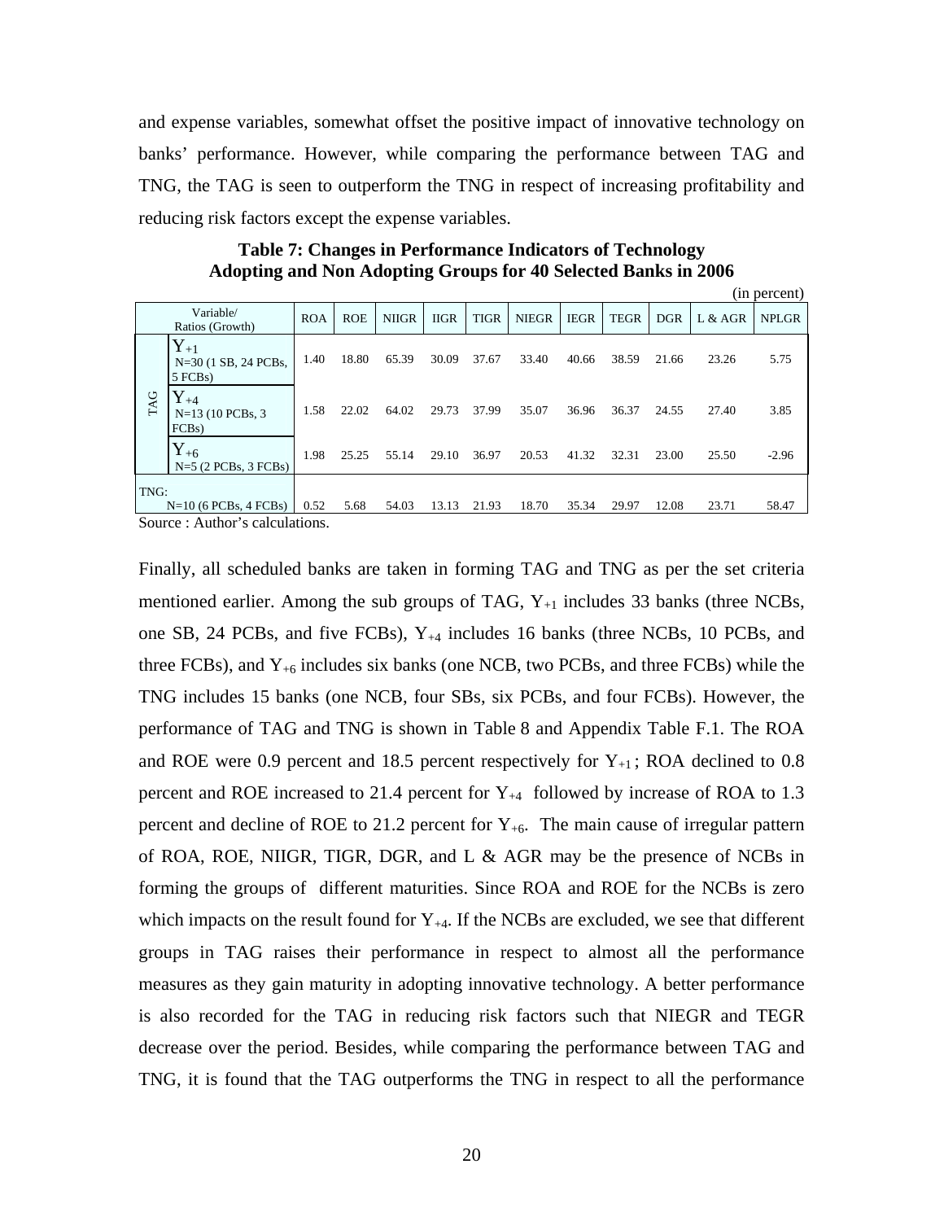and expense variables, somewhat offset the positive impact of innovative technology on banks' performance. However, while comparing the performance between TAG and TNG, the TAG is seen to outperform the TNG in respect of increasing profitability and reducing risk factors except the expense variables.

**Table 7: Changes in Performance Indicators of Technology Adopting and Non Adopting Groups for 40 Selected Banks in 2006**

(in percent)

| Variable/ Ratios (Growth) | | ROA | ROE | NIIGR | IIGR | TIGR | NIEGR | IEGR | TEGR | DGR | L & AGR | NPLGR |
|---|---|---|---|---|---|---|---|---|---|---|---|---|
| TAG | $Y_{+1}$ N=30 (1 SB, 24 PCBs, 5 FCBs) | 1.40 | 18.80 | 65.39 | 30.09 | 37.67 | 33.40 | 40.66 | 38.59 | 21.66 | 23.26 | 5.75 |
| | $Y_{+4}$ N=13 (10 PCBs, 3 FCBs) | 1.58 | 22.02 | 64.02 | 29.73 | 37.99 | 35.07 | 36.96 | 36.37 | 24.55 | 27.40 | 3.85 |
| | $Y_{+6}$ N=5 (2 PCBs, 3 FCBs) | 1.98 | 25.25 | 55.14 | 29.10 | 36.97 | 20.53 | 41.32 | 32.31 | 23.00 | 25.50 | -2.96 |
| TNG: N=10 (6 PCBs, 4 FCBs) | | 0.52 | 5.68 | 54.03 | 13.13 | 21.93 | 18.70 | 35.34 | 29.97 | 12.08 | 23.71 | 58.47 |

Source : Author's calculations.

Finally, all scheduled banks are taken in forming TAG and TNG as per the set criteria mentioned earlier. Among the sub groups of TAG, $Y_{+1}$ includes 33 banks (three NCBs, one SB, 24 PCBs, and five FCBs), $Y_{+4}$ includes 16 banks (three NCBs, 10 PCBs, and three FCBs), and $Y_{+6}$ includes six banks (one NCB, two PCBs, and three FCBs) while the TNG includes 15 banks (one NCB, four SBs, six PCBs, and four FCBs). However, the performance of TAG and TNG is shown in Table 8 and Appendix Table F.1. The ROA and ROE were 0.9 percent and 18.5 percent respectively for $Y_{+1}$; ROA declined to 0.8 percent and ROE increased to 21.4 percent for $Y_{+4}$ followed by increase of ROA to 1.3 percent and decline of ROE to 21.2 percent for $Y_{+6}$. The main cause of irregular pattern of ROA, ROE, NIIGR, TIGR, DGR, and L & AGR may be the presence of NCBs in forming the groups of different maturities. Since ROA and ROE for the NCBs is zero which impacts on the result found for $Y_{+4}$. If the NCBs are excluded, we see that different groups in TAG raises their performance in respect to almost all the performance measures as they gain maturity in adopting innovative technology. A better performance is also recorded for the TAG in reducing risk factors such that NIEGR and TEGR decrease over the period. Besides, while comparing the performance between TAG and TNG, it is found that the TAG outperforms the TNG in respect to all the performance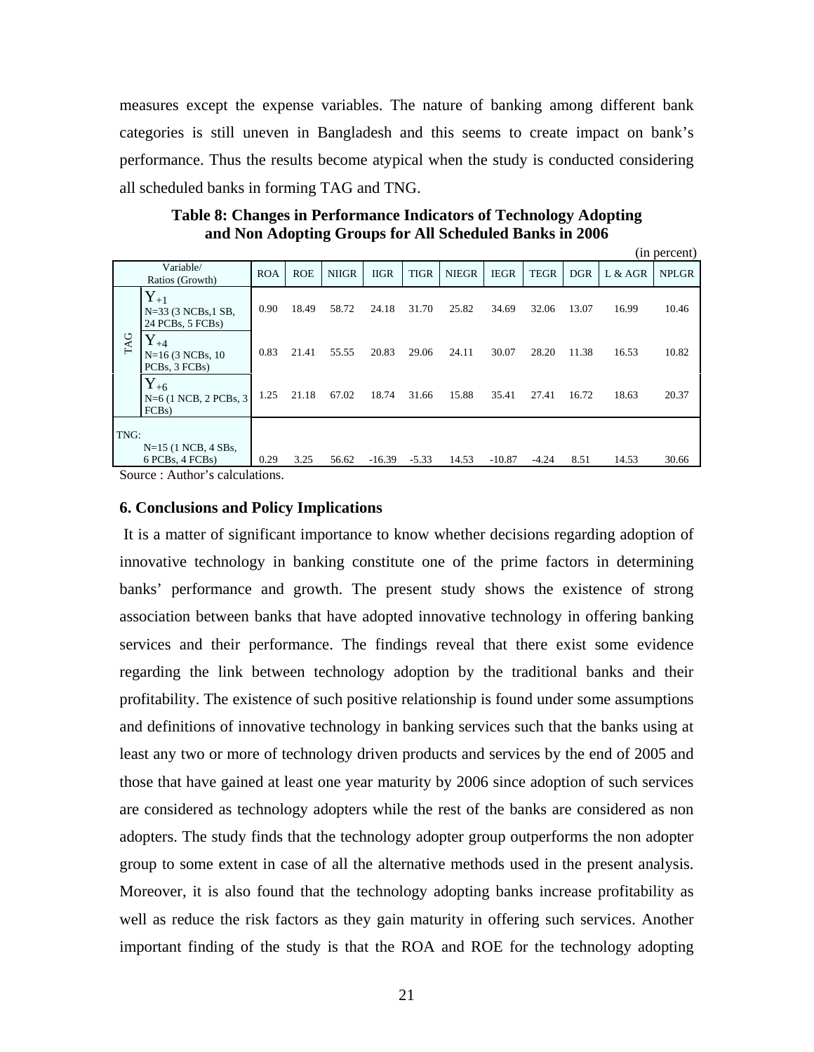measures except the expense variables. The nature of banking among different bank categories is still uneven in Bangladesh and this seems to create impact on bank's performance. Thus the results become atypical when the study is conducted considering all scheduled banks in forming TAG and TNG.

**Table 8: Changes in Performance Indicators of Technology Adopting and Non Adopting Groups for All Scheduled Banks in 2006**

(in percent)

| Variable/ Ratios (Growth) | | ROA | ROE | NIIGR | IIGR | TIGR | NIEGR | IEGR | TEGR | DGR | L & AGR | NPLGR |
|---|---|---|---|---|---|---|---|---|---|---|---|---|
| TAG | $Y_{+1}$ N=33 (3 NCBs,1 SB, 24 PCBs, 5 FCBs) | 0.90 | 18.49 | 58.72 | 24.18 | 31.70 | 25.82 | 34.69 | 32.06 | 13.07 | 16.99 | 10.46 |
| | $Y_{+4}$ N=16 (3 NCBs, 10 PCBs, 3 FCBs) | 0.83 | 21.41 | 55.55 | 20.83 | 29.06 | 24.11 | 30.07 | 28.20 | 11.38 | 16.53 | 10.82 |
| | $Y_{+6}$ N=6 (1 NCB, 2 PCBs, 3 FCBs) | 1.25 | 21.18 | 67.02 | 18.74 | 31.66 | 15.88 | 35.41 | 27.41 | 16.72 | 18.63 | 20.37 |
| TNG: N=15 (1 NCB, 4 SBs, 6 PCBs, 4 FCBs) | | 0.29 | 3.25 | 56.62 | -16.39 | -5.33 | 14.53 | -10.87 | -4.24 | 8.51 | 14.53 | 30.66 |

Source : Author's calculations.

### 6. Conclusions and Policy Implications

It is a matter of significant importance to know whether decisions regarding adoption of innovative technology in banking constitute one of the prime factors in determining banks' performance and growth. The present study shows the existence of strong association between banks that have adopted innovative technology in offering banking services and their performance. The findings reveal that there exist some evidence regarding the link between technology adoption by the traditional banks and their profitability. The existence of such positive relationship is found under some assumptions and definitions of innovative technology in banking services such that the banks using at least any two or more of technology driven products and services by the end of 2005 and those that have gained at least one year maturity by 2006 since adoption of such services are considered as technology adopters while the rest of the banks are considered as non adopters. The study finds that the technology adopter group outperforms the non adopter group to some extent in case of all the alternative methods used in the present analysis. Moreover, it is also found that the technology adopting banks increase profitability as well as reduce the risk factors as they gain maturity in offering such services. Another important finding of the study is that the ROA and ROE for the technology adopting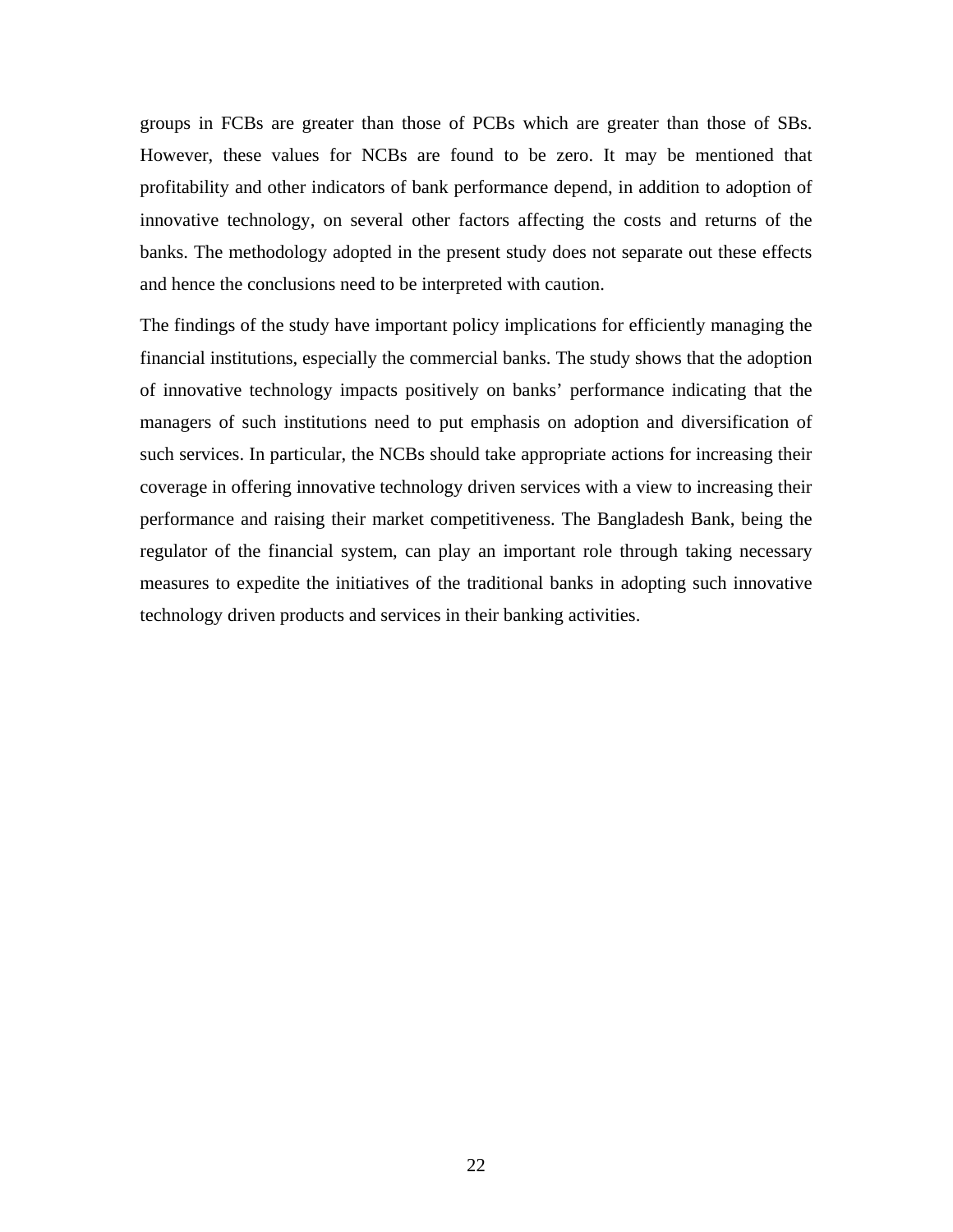groups in FCBs are greater than those of PCBs which are greater than those of SBs. However, these values for NCBs are found to be zero. It may be mentioned that profitability and other indicators of bank performance depend, in addition to adoption of innovative technology, on several other factors affecting the costs and returns of the banks. The methodology adopted in the present study does not separate out these effects and hence the conclusions need to be interpreted with caution.

The findings of the study have important policy implications for efficiently managing the financial institutions, especially the commercial banks. The study shows that the adoption of innovative technology impacts positively on banks' performance indicating that the managers of such institutions need to put emphasis on adoption and diversification of such services. In particular, the NCBs should take appropriate actions for increasing their coverage in offering innovative technology driven services with a view to increasing their performance and raising their market competitiveness. The Bangladesh Bank, being the regulator of the financial system, can play an important role through taking necessary measures to expedite the initiatives of the traditional banks in adopting such innovative technology driven products and services in their banking activities.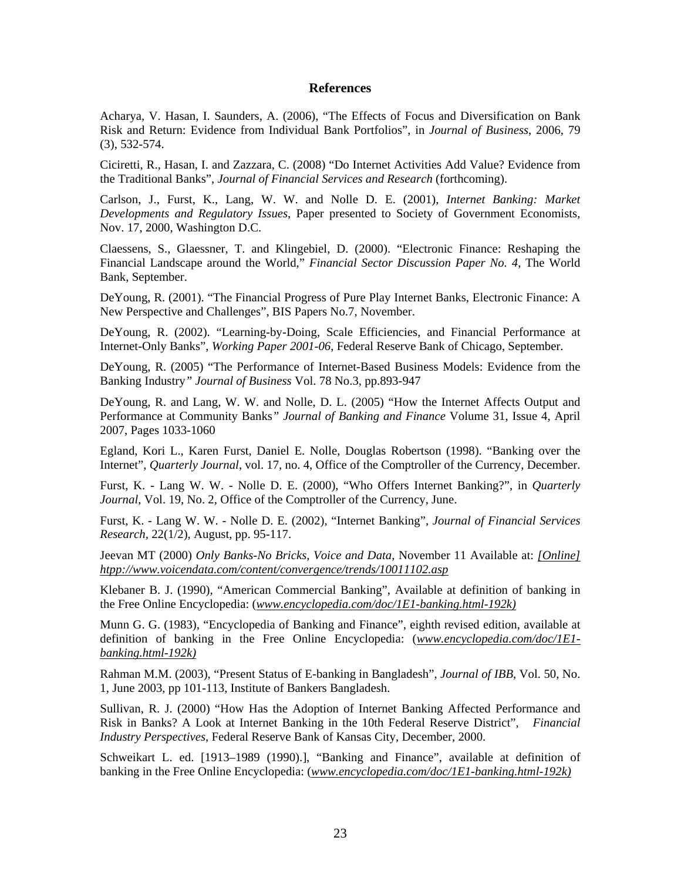## References

Acharya, V. Hasan, I. Saunders, A. (2006), "The Effects of Focus and Diversification on Bank Risk and Return: Evidence from Individual Bank Portfolios", in *Journal of Business*, 2006, 79 (3), 532-574.

Ciciretti, R., Hasan, I. and Zazzara, C. (2008) "Do Internet Activities Add Value? Evidence from the Traditional Banks", *Journal of Financial Services and Research* (forthcoming).

Carlson, J., Furst, K., Lang, W. W. and Nolle D. E. (2001), *Internet Banking: Market Developments and Regulatory Issues*, Paper presented to Society of Government Economists, Nov. 17, 2000, Washington D.C.

Claessens, S., Glaessner, T. and Klingebiel, D. (2000). "Electronic Finance: Reshaping the Financial Landscape around the World," *Financial Sector Discussion Paper No. 4*, The World Bank, September.

DeYoung, R. (2001). "The Financial Progress of Pure Play Internet Banks, Electronic Finance: A New Perspective and Challenges", BIS Papers No.7, November.

DeYoung, R. (2002). "Learning-by-Doing, Scale Efficiencies, and Financial Performance at Internet-Only Banks", *Working Paper 2001-06*, Federal Reserve Bank of Chicago, September.

DeYoung, R. (2005) "The Performance of Internet-Based Business Models: Evidence from the Banking Industry*" Journal of Business* Vol. 78 No.3, pp.893-947

DeYoung, R. and Lang, W. W. and Nolle, D. L. (2005) "How the Internet Affects Output and Performance at Community Banks*" Journal of Banking and Finance* Volume 31, Issue 4, April 2007, Pages 1033-1060

Egland, Kori L., Karen Furst, Daniel E. Nolle, Douglas Robertson (1998). "Banking over the Internet", *Quarterly Journal*, vol. 17, no. 4, Office of the Comptroller of the Currency, December.

Furst, K. - Lang W. W. - Nolle D. E. (2000), "Who Offers Internet Banking?", in *Quarterly Journal*, Vol. 19, No. 2, Office of the Comptroller of the Currency, June.

Furst, K. - Lang W. W. - Nolle D. E. (2002), "Internet Banking", *Journal of Financial Services Research*, 22(1/2), August, pp. 95-117.

Jeevan MT (2000) *Only Banks-No Bricks, Voice and Data*, November 11 Available at: *[Online] htpp://www.voicendata.com/content/convergence/trends/10011102.asp*

Klebaner B. J. (1990), "American Commercial Banking", Available at definition of banking in the Free Online Encyclopedia: (*www.encyclopedia.com/doc/1E1-banking.html-192k)*

Munn G. G. (1983), "Encyclopedia of Banking and Finance", eighth revised edition, available at definition of banking in the Free Online Encyclopedia: (*www.encyclopedia.com/doc/1E1-banking.html-192k)*

Rahman M.M. (2003), "Present Status of E-banking in Bangladesh", *Journal of IBB*, Vol. 50, No. 1, June 2003, pp 101-113, Institute of Bankers Bangladesh.

Sullivan, R. J. (2000) "How Has the Adoption of Internet Banking Affected Performance and Risk in Banks? A Look at Internet Banking in the 10th Federal Reserve District", *Financial Industry Perspectives*, Federal Reserve Bank of Kansas City, December, 2000.

Schweikart L. ed. [1913–1989 (1990).], "Banking and Finance", available at definition of banking in the Free Online Encyclopedia: (*www.encyclopedia.com/doc/1E1-banking.html-192k)*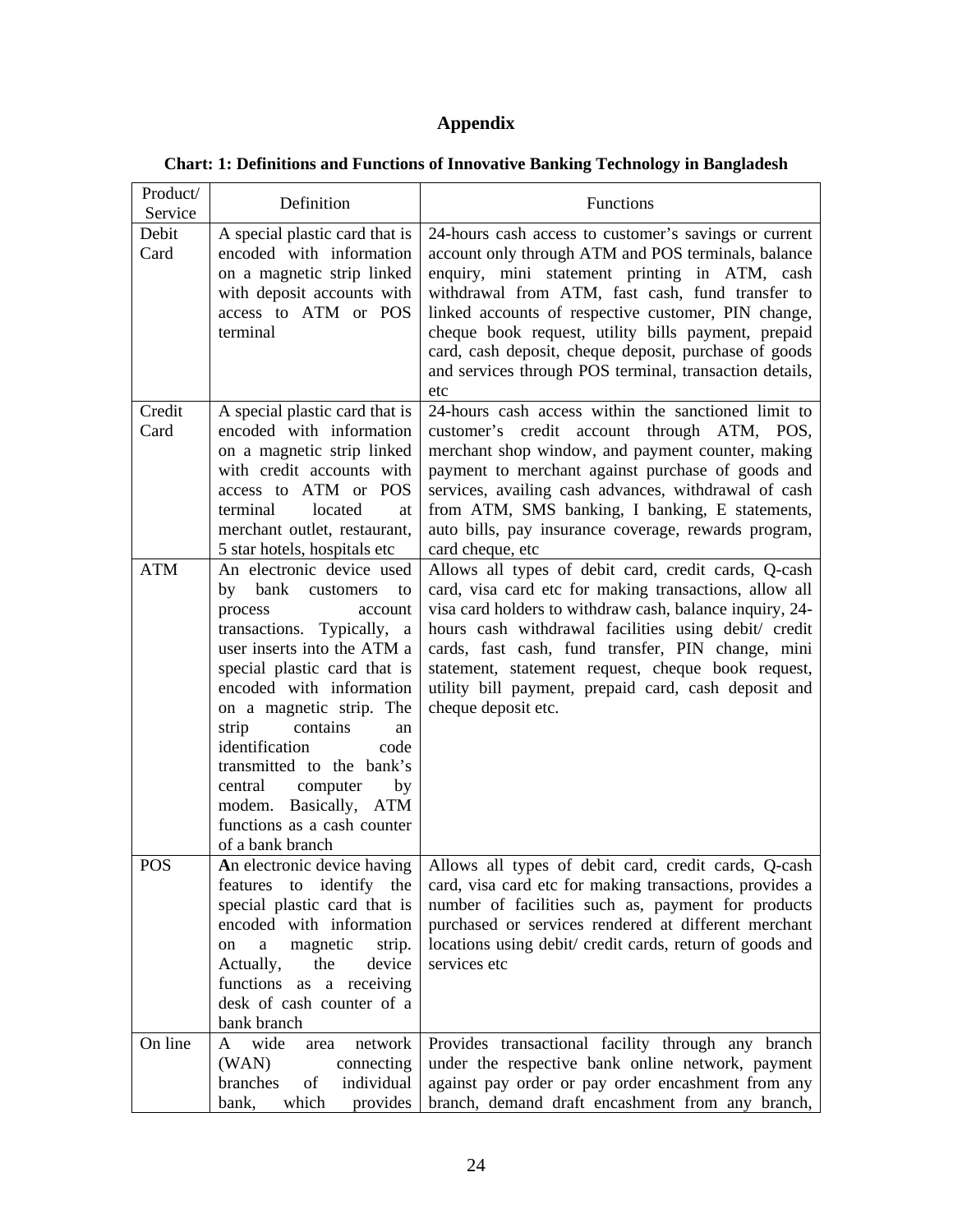# Appendix

**Chart: 1: Definitions and Functions of Innovative Banking Technology in Bangladesh**

| Product/ Service | Definition | Functions |
|---|---|---|
| Debit Card | A special plastic card that is encoded with information on a magnetic strip linked with deposit accounts with access to ATM or POS terminal | 24-hours cash access to customer's savings or current account only through ATM and POS terminals, balance enquiry, mini statement printing in ATM, cash withdrawal from ATM, fast cash, fund transfer to linked accounts of respective customer, PIN change, cheque book request, utility bills payment, prepaid card, cash deposit, cheque deposit, purchase of goods and services through POS terminal, transaction details, etc |
| Credit Card | A special plastic card that is encoded with information on a magnetic strip linked with credit accounts with access to ATM or POS terminal located at merchant outlet, restaurant, 5 star hotels, hospitals etc | 24-hours cash access within the sanctioned limit to customer's credit account through ATM, POS, merchant shop window, and payment counter, making payment to merchant against purchase of goods and services, availing cash advances, withdrawal of cash from ATM, SMS banking, I banking, E statements, auto bills, pay insurance coverage, rewards program, card cheque, etc |
| ATM | An electronic device used by bank customers to process account transactions. Typically, a user inserts into the ATM a special plastic card that is encoded with information on a magnetic strip. The strip contains an identification code transmitted to the bank's central computer by modem. Basically, ATM functions as a cash counter of a bank branch | Allows all types of debit card, credit cards, Q-cash card, visa card etc for making transactions, allow all visa card holders to withdraw cash, balance inquiry, 24-hours cash withdrawal facilities using debit/ credit cards, fast cash, fund transfer, PIN change, mini statement, statement request, cheque book request, utility bill payment, prepaid card, cash deposit and cheque deposit etc. |
| POS | **A**n electronic device having features to identify the special plastic card that is encoded with information on a magnetic strip. Actually, the device functions as a receiving desk of cash counter of a bank branch | Allows all types of debit card, credit cards, Q-cash card, visa card etc for making transactions, provides a number of facilities such as, payment for products purchased or services rendered at different merchant locations using debit/ credit cards, return of goods and services etc |
| On line | A wide area network (WAN) connecting branches of individual bank, which provides | Provides transactional facility through any branch under the respective bank online network, payment against pay order or pay order encashment from any branch, demand draft encashment from any branch, |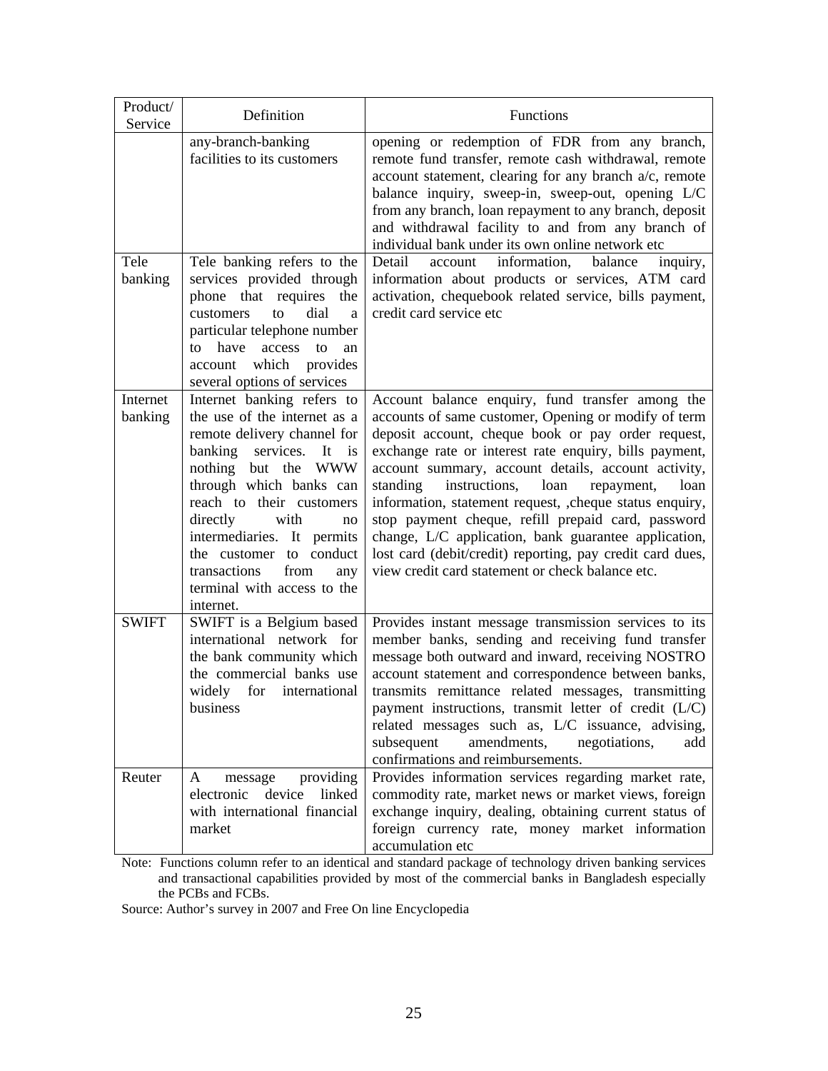| Product/ Service | Definition | Functions |
|---|---|---|
| | any-branch-banking facilities to its customers | opening or redemption of FDR from any branch, remote fund transfer, remote cash withdrawal, remote account statement, clearing for any branch a/c, remote balance inquiry, sweep-in, sweep-out, opening L/C from any branch, loan repayment to any branch, deposit and withdrawal facility to and from any branch of individual bank under its own online network etc |
| Tele banking | Tele banking refers to the services provided through phone that requires the customers to dial a particular telephone number to have access to an account which provides several options of services | Detail account information, balance inquiry, information about products or services, ATM card activation, chequebook related service, bills payment, credit card service etc |
| Internet banking | Internet banking refers to the use of the internet as a remote delivery channel for banking services. It is nothing but the WWW through which banks can reach to their customers directly with no intermediaries. It permits the customer to conduct transactions from any terminal with access to the internet. | Account balance enquiry, fund transfer among the accounts of same customer, Opening or modify of term deposit account, cheque book or pay order request, exchange rate or interest rate enquiry, bills payment, account summary, account details, account activity, standing instructions, loan repayment, loan information, statement request, ,cheque status enquiry, stop payment cheque, refill prepaid card, password change, L/C application, bank guarantee application, lost card (debit/credit) reporting, pay credit card dues, view credit card statement or check balance etc. |
| SWIFT | SWIFT is a Belgium based international network for the bank community which the commercial banks use widely for international business | Provides instant message transmission services to its member banks, sending and receiving fund transfer message both outward and inward, receiving NOSTRO account statement and correspondence between banks, transmits remittance related messages, transmitting payment instructions, transmit letter of credit (L/C) related messages such as, L/C issuance, advising, subsequent amendments, negotiations, add confirmations and reimbursements. |
| Reuter | A message providing electronic device linked with international financial market | Provides information services regarding market rate, commodity rate, market news or market views, foreign exchange inquiry, dealing, obtaining current status of foreign currency rate, money market information accumulation etc |

Note: Functions column refer to an identical and standard package of technology driven banking services and transactional capabilities provided by most of the commercial banks in Bangladesh especially the PCBs and FCBs.

Source: Author's survey in 2007 and Free On line Encyclopedia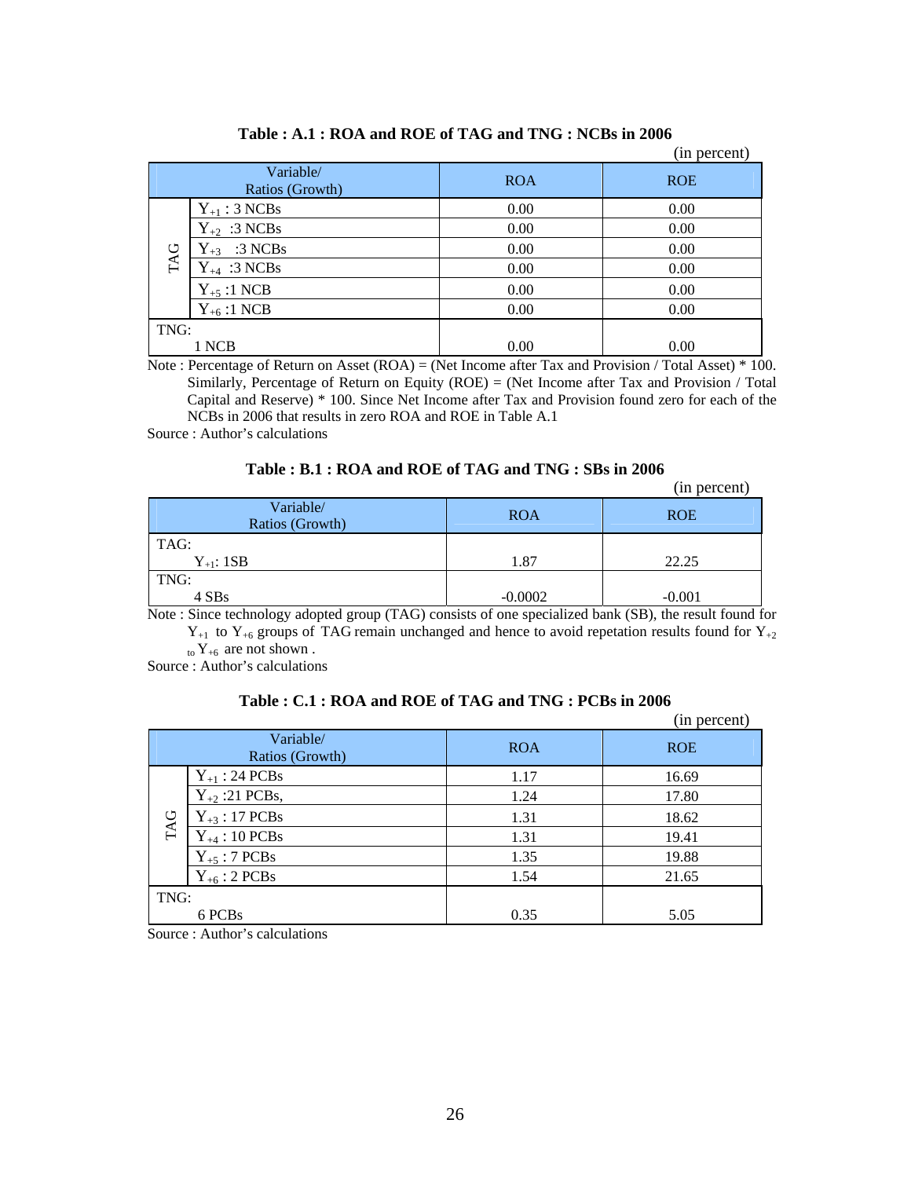**Table : A.1 : ROA and ROE of TAG and TNG : NCBs in 2006**

(in percent)

| Variable/ Ratios (Growth) | | ROA | ROE |
|---|---|---|---|
| TAG | $Y_{+1}$ : 3 NCBs | 0.00 | 0.00 |
| | $Y_{+2}$ :3 NCBs | 0.00 | 0.00 |
| | $Y_{+3}$ :3 NCBs | 0.00 | 0.00 |
| | $Y_{+4}$ :3 NCBs | 0.00 | 0.00 |
| | $Y_{+5}$ :1 NCB | 0.00 | 0.00 |
| | $Y_{+6}$ :1 NCB | 0.00 | 0.00 |
| TNG: 1 NCB | | 0.00 | 0.00 |

Note : Percentage of Return on Asset (ROA) = (Net Income after Tax and Provision / Total Asset) * 100. Similarly, Percentage of Return on Equity (ROE) = (Net Income after Tax and Provision / Total Capital and Reserve) * 100. Since Net Income after Tax and Provision found zero for each of the NCBs in 2006 that results in zero ROA and ROE in Table A.1

Source : Author's calculations

**Table : B.1 : ROA and ROE of TAG and TNG : SBs in 2006**

(in percent)

| Variable/ Ratios (Growth) | ROA | ROE |
|---|---|---|
| TAG: $Y_{+1}$: 1SB | 1.87 | 22.25 |
| TNG: 4 SBs | -0.0002 | -0.001 |

Note : Since technology adopted group (TAG) consists of one specialized bank (SB), the result found for $Y_{+1}$ to $Y_{+6}$ groups of TAG remain unchanged and hence to avoid repetation results found for $Y_{+2}$ to $Y_{+6}$ are not shown .

Source : Author's calculations

**Table : C.1 : ROA and ROE of TAG and TNG : PCBs in 2006**

(in percent)

| Variable/ Ratios (Growth) | | ROA | ROE |
|---|---|---|---|
| TAG | $Y_{+1}$ : 24 PCBs | 1.17 | 16.69 |
| | $Y_{+2}$ :21 PCBs, | 1.24 | 17.80 |
| | $Y_{+3}$ : 17 PCBs | 1.31 | 18.62 |
| | $Y_{+4}$ : 10 PCBs | 1.31 | 19.41 |
| | $Y_{+5}$ : 7 PCBs | 1.35 | 19.88 |
| | $Y_{+6}$ : 2 PCBs | 1.54 | 21.65 |
| TNG: 6 PCBs | | 0.35 | 5.05 |

Source : Author's calculations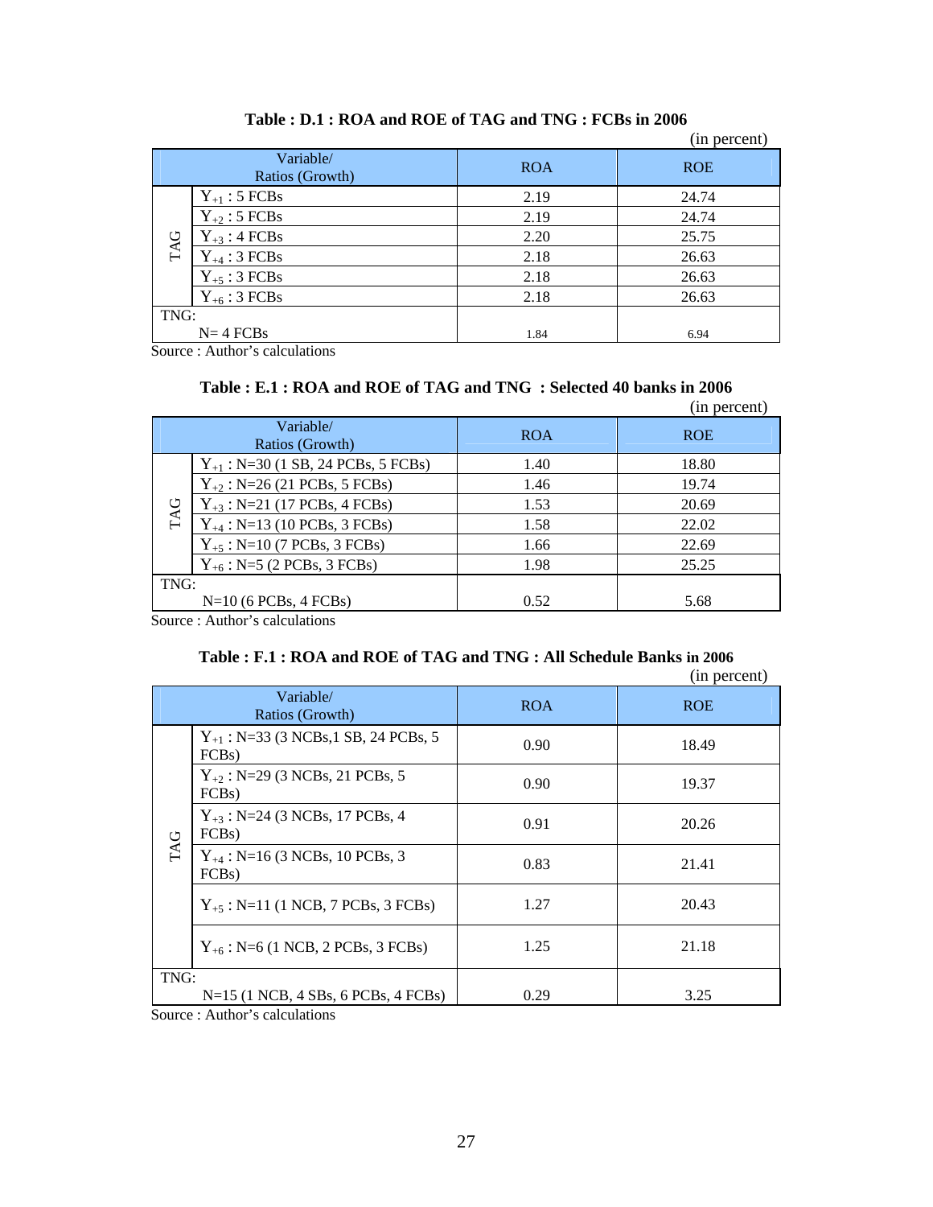**Table : D.1 : ROA and ROE of TAG and TNG : FCBs in 2006**

(in percent)

| Variable/ Ratios (Growth) | | ROA | ROE |
|---|---|---|---|
| TAG | $Y_{+1}$ : 5 FCBs | 2.19 | 24.74 |
| | $Y_{+2}$ : 5 FCBs | 2.19 | 24.74 |
| | $Y_{+3}$ : 4 FCBs | 2.20 | 25.75 |
| | $Y_{+4}$ : 3 FCBs | 2.18 | 26.63 |
| | $Y_{+5}$ : 3 FCBs | 2.18 | 26.63 |
| | $Y_{+6}$ : 3 FCBs | 2.18 | 26.63 |
| TNG: | N= 4 FCBs | 1.84 | 6.94 |

Source : Author's calculations

**Table : E.1 : ROA and ROE of TAG and TNG : Selected 40 banks in 2006**

(in percent)

| Variable/ Ratios (Growth) | | ROA | ROE |
|---|---|---|---|
| TAG | $Y_{+1}$ : N=30 (1 SB, 24 PCBs, 5 FCBs) | 1.40 | 18.80 |
| | $Y_{+2}$ : N=26 (21 PCBs, 5 FCBs) | 1.46 | 19.74 |
| | $Y_{+3}$ : N=21 (17 PCBs, 4 FCBs) | 1.53 | 20.69 |
| | $Y_{+4}$ : N=13 (10 PCBs, 3 FCBs) | 1.58 | 22.02 |
| | $Y_{+5}$ : N=10 (7 PCBs, 3 FCBs) | 1.66 | 22.69 |
| | $Y_{+6}$ : N=5 (2 PCBs, 3 FCBs) | 1.98 | 25.25 |
| TNG: | N=10 (6 PCBs, 4 FCBs) | 0.52 | 5.68 |

Source : Author's calculations

**Table : F.1 : ROA and ROE of TAG and TNG : All Schedule Banks in 2006**

(in percent)

| Variable/ Ratios (Growth) | | ROA | ROE |
|---|---|---|---|
| TAG | $Y_{+1}$ : N=33 (3 NCBs,1 SB, 24 PCBs, 5 FCBs) | 0.90 | 18.49 |
| | $Y_{+2}$ : N=29 (3 NCBs, 21 PCBs, 5 FCBs) | 0.90 | 19.37 |
| | $Y_{+3}$ : N=24 (3 NCBs, 17 PCBs, 4 FCBs) | 0.91 | 20.26 |
| | $Y_{+4}$ : N=16 (3 NCBs, 10 PCBs, 3 FCBs) | 0.83 | 21.41 |
| | $Y_{+5}$ : N=11 (1 NCB, 7 PCBs, 3 FCBs) | 1.27 | 20.43 |
| | $Y_{+6}$ : N=6 (1 NCB, 2 PCBs, 3 FCBs) | 1.25 | 21.18 |
| TNG: | N=15 (1 NCB, 4 SBs, 6 PCBs, 4 FCBs) | 0.29 | 3.25 |

Source : Author's calculations